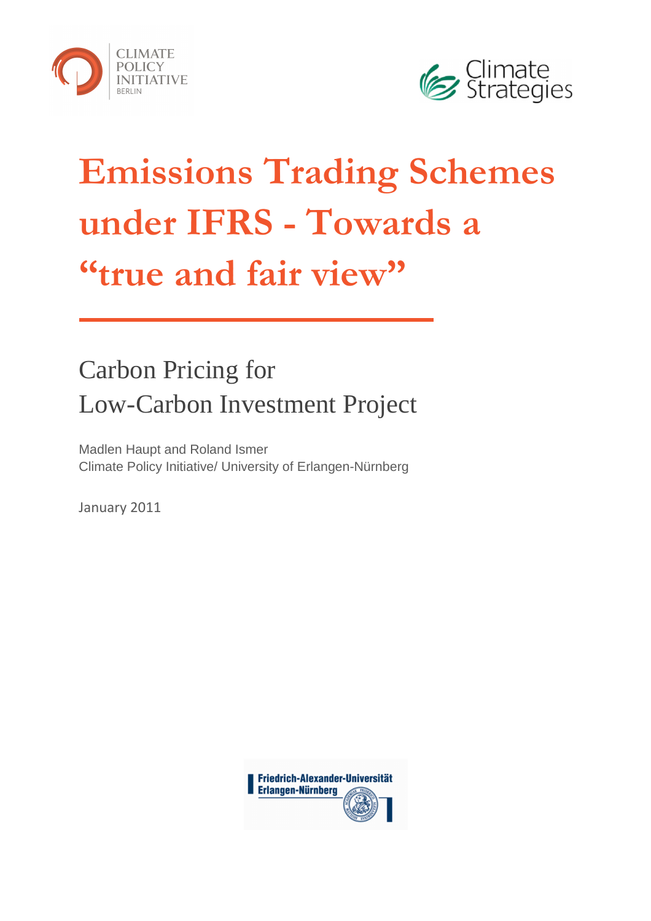CLIMATE POLICY INITIATIVE BERLIN

Climate Strategies

# Emissions Trading Schemes under IFRS - Towards a "true and fair view"

## Carbon Pricing for Low-Carbon Investment Project

Madlen Haupt and Roland Ismer
Climate Policy Initiative/ University of Erlangen-Nürnberg

January 2011

Friedrich-Alexander-Universität Erlangen-Nürnberg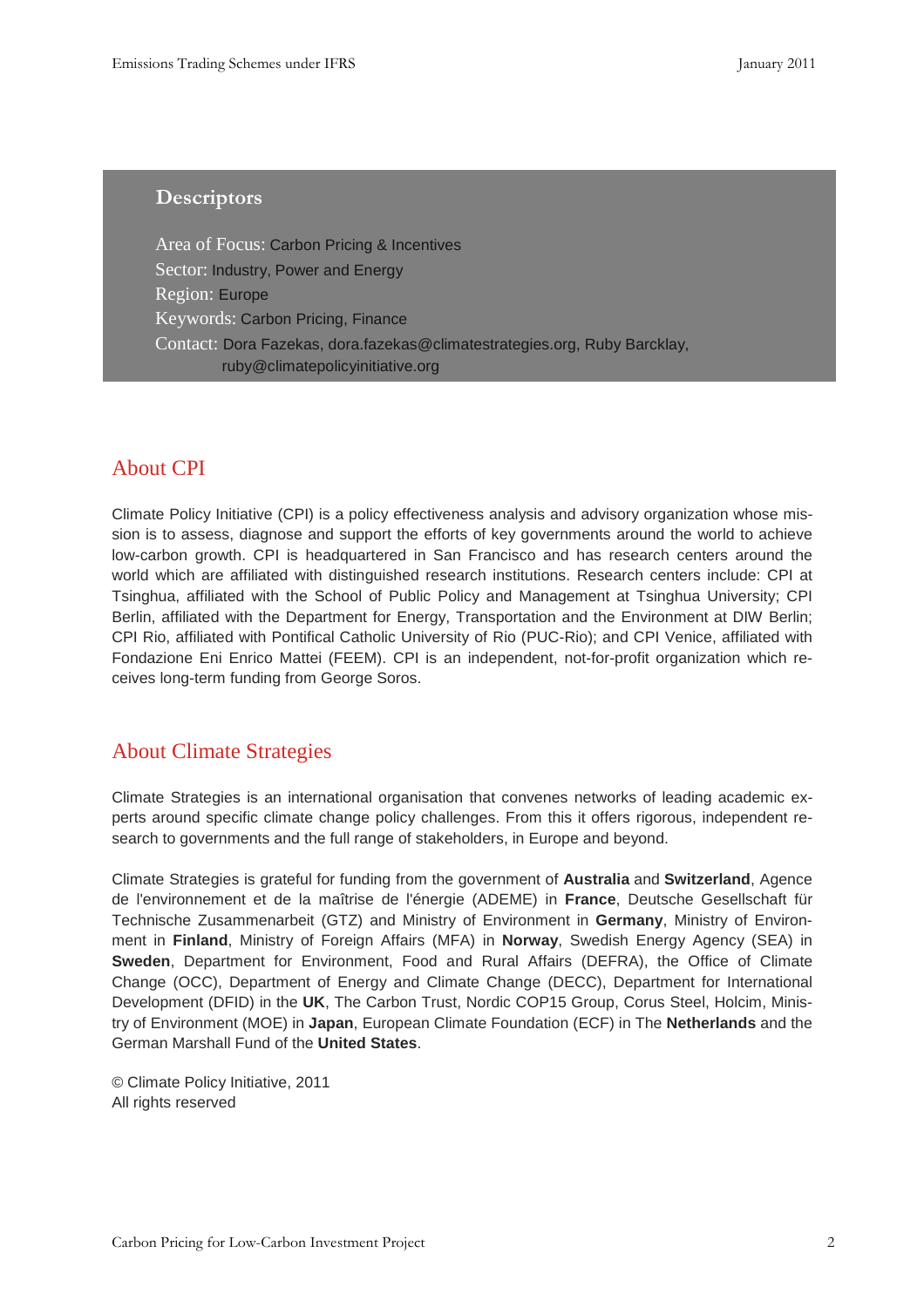## Descriptors

Area of Focus: Carbon Pricing & Incentives

Sector: Industry, Power and Energy

Region: Europe

Keywords: Carbon Pricing, Finance

Contact: Dora Fazekas, dora.fazekas@climatestrategies.org, Ruby Barcklay, ruby@climatepolicyinitiative.org

## About CPI

Climate Policy Initiative (CPI) is a policy effectiveness analysis and advisory organization whose mission is to assess, diagnose and support the efforts of key governments around the world to achieve low-carbon growth. CPI is headquartered in San Francisco and has research centers around the world which are affiliated with distinguished research institutions. Research centers include: CPI at Tsinghua, affiliated with the School of Public Policy and Management at Tsinghua University; CPI Berlin, affiliated with the Department for Energy, Transportation and the Environment at DIW Berlin; CPI Rio, affiliated with Pontifical Catholic University of Rio (PUC-Rio); and CPI Venice, affiliated with Fondazione Eni Enrico Mattei (FEEM). CPI is an independent, not-for-profit organization which receives long-term funding from George Soros.

## About Climate Strategies

Climate Strategies is an international organisation that convenes networks of leading academic experts around specific climate change policy challenges. From this it offers rigorous, independent research to governments and the full range of stakeholders, in Europe and beyond.

Climate Strategies is grateful for funding from the government of **Australia** and **Switzerland**, Agence de l'environnement et de la maîtrise de l'énergie (ADEME) in **France**, Deutsche Gesellschaft für Technische Zusammenarbeit (GTZ) and Ministry of Environment in **Germany**, Ministry of Environment in **Finland**, Ministry of Foreign Affairs (MFA) in **Norway**, Swedish Energy Agency (SEA) in **Sweden**, Department for Environment, Food and Rural Affairs (DEFRA), the Office of Climate Change (OCC), Department of Energy and Climate Change (DECC), Department for International Development (DFID) in the **UK**, The Carbon Trust, Nordic COP15 Group, Corus Steel, Holcim, Ministry of Environment (MOE) in **Japan**, European Climate Foundation (ECF) in The **Netherlands** and the German Marshall Fund of the **United States**.

© Climate Policy Initiative, 2011
All rights reserved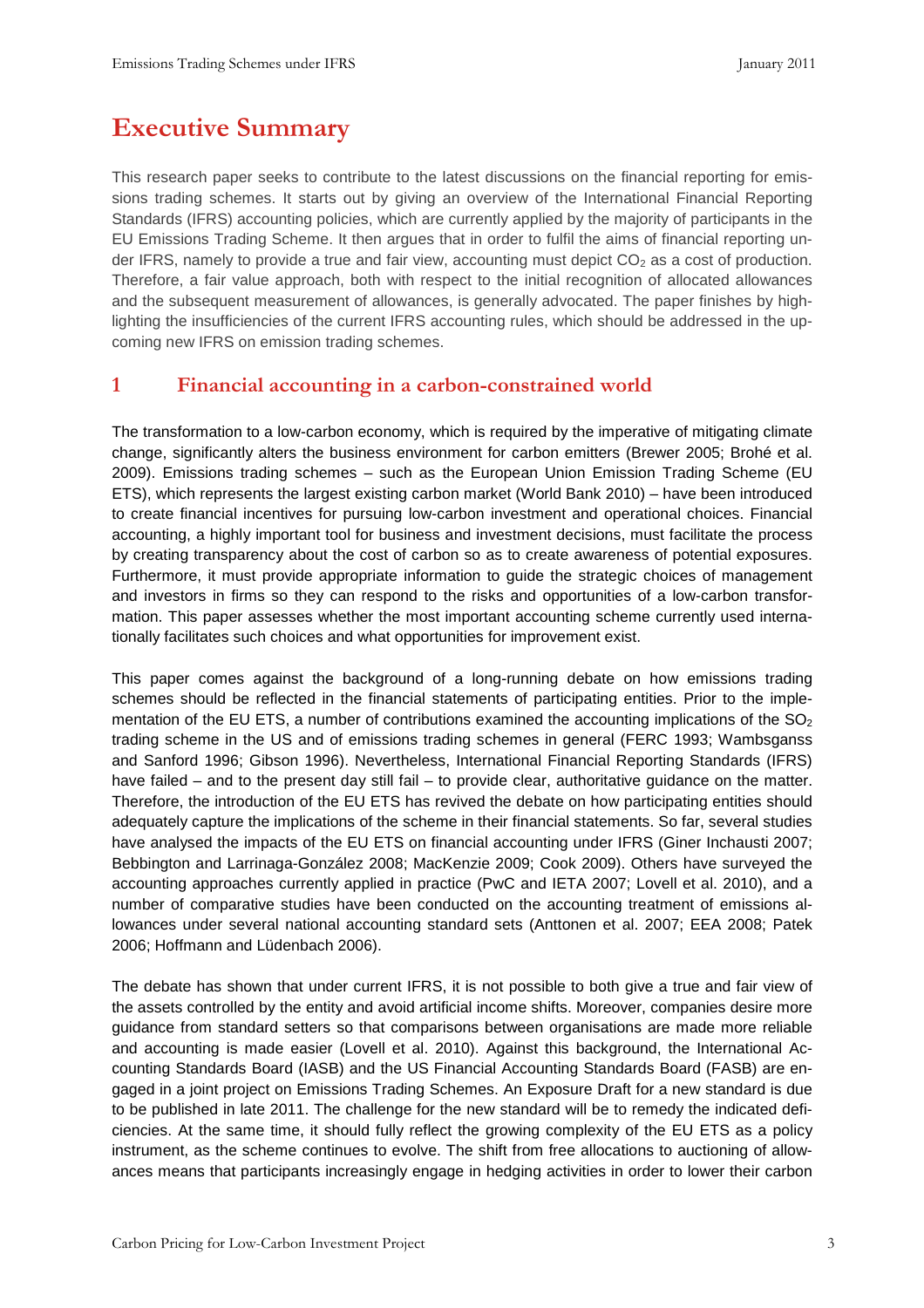# Executive Summary

This research paper seeks to contribute to the latest discussions on the financial reporting for emissions trading schemes. It starts out by giving an overview of the International Financial Reporting Standards (IFRS) accounting policies, which are currently applied by the majority of participants in the EU Emissions Trading Scheme. It then argues that in order to fulfil the aims of financial reporting under IFRS, namely to provide a true and fair view, accounting must depict $CO_2$ as a cost of production. Therefore, a fair value approach, both with respect to the initial recognition of allocated allowances and the subsequent measurement of allowances, is generally advocated. The paper finishes by highlighting the insufficiencies of the current IFRS accounting rules, which should be addressed in the upcoming new IFRS on emission trading schemes.

## 1 Financial accounting in a carbon-constrained world

The transformation to a low-carbon economy, which is required by the imperative of mitigating climate change, significantly alters the business environment for carbon emitters (Brewer 2005; Brohé et al. 2009). Emissions trading schemes – such as the European Union Emission Trading Scheme (EU ETS), which represents the largest existing carbon market (World Bank 2010) – have been introduced to create financial incentives for pursuing low-carbon investment and operational choices. Financial accounting, a highly important tool for business and investment decisions, must facilitate the process by creating transparency about the cost of carbon so as to create awareness of potential exposures. Furthermore, it must provide appropriate information to guide the strategic choices of management and investors in firms so they can respond to the risks and opportunities of a low-carbon transformation. This paper assesses whether the most important accounting scheme currently used internationally facilitates such choices and what opportunities for improvement exist.

This paper comes against the background of a long-running debate on how emissions trading schemes should be reflected in the financial statements of participating entities. Prior to the implementation of the EU ETS, a number of contributions examined the accounting implications of the $SO_2$ trading scheme in the US and of emissions trading schemes in general (FERC 1993; Wambsganss and Sanford 1996; Gibson 1996). Nevertheless, International Financial Reporting Standards (IFRS) have failed – and to the present day still fail – to provide clear, authoritative guidance on the matter. Therefore, the introduction of the EU ETS has revived the debate on how participating entities should adequately capture the implications of the scheme in their financial statements. So far, several studies have analysed the impacts of the EU ETS on financial accounting under IFRS (Giner Inchausti 2007; Bebbington and Larrinaga-González 2008; MacKenzie 2009; Cook 2009). Others have surveyed the accounting approaches currently applied in practice (PwC and IETA 2007; Lovell et al. 2010), and a number of comparative studies have been conducted on the accounting treatment of emissions allowances under several national accounting standard sets (Anttonen et al. 2007; EEA 2008; Patek 2006; Hoffmann and Lüdenbach 2006).

The debate has shown that under current IFRS, it is not possible to both give a true and fair view of the assets controlled by the entity and avoid artificial income shifts. Moreover, companies desire more guidance from standard setters so that comparisons between organisations are made more reliable and accounting is made easier (Lovell et al. 2010). Against this background, the International Accounting Standards Board (IASB) and the US Financial Accounting Standards Board (FASB) are engaged in a joint project on Emissions Trading Schemes. An Exposure Draft for a new standard is due to be published in late 2011. The challenge for the new standard will be to remedy the indicated deficiencies. At the same time, it should fully reflect the growing complexity of the EU ETS as a policy instrument, as the scheme continues to evolve. The shift from free allocations to auctioning of allowances means that participants increasingly engage in hedging activities in order to lower their carbon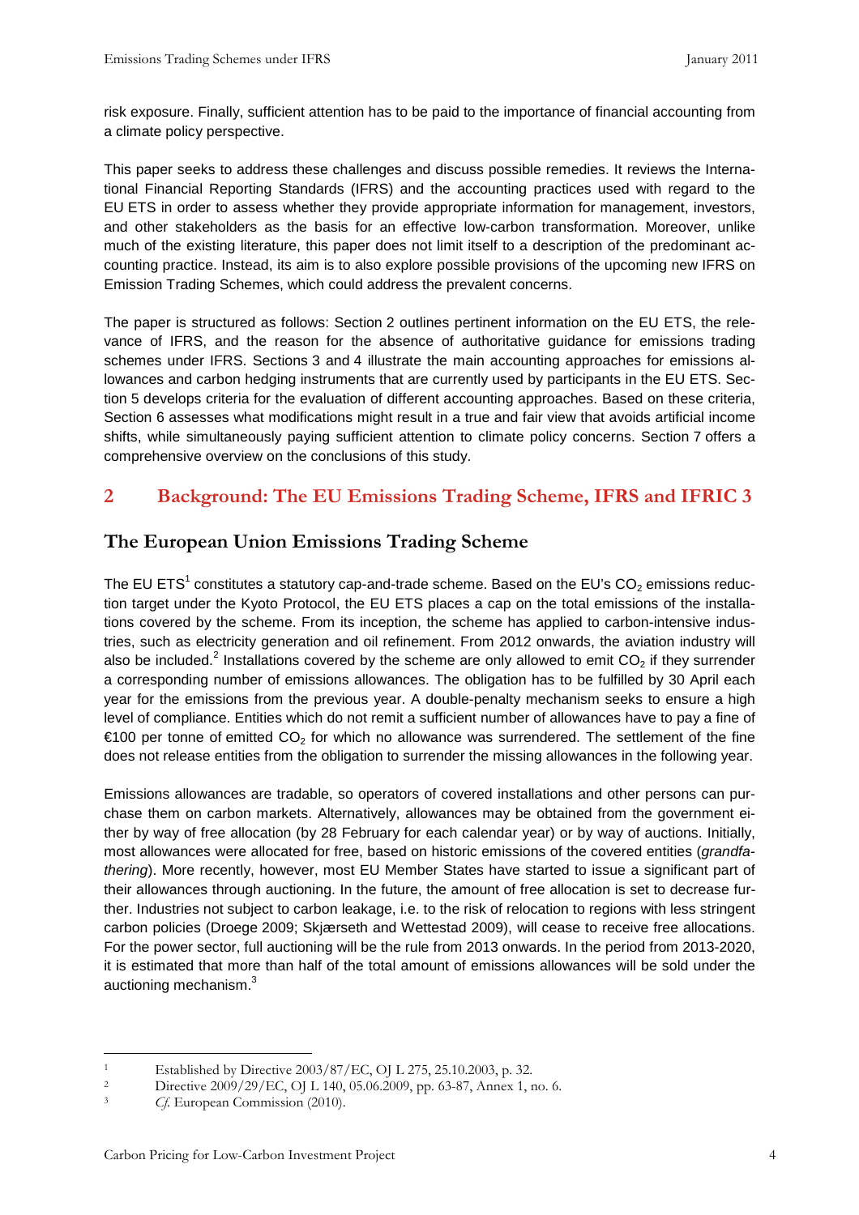risk exposure. Finally, sufficient attention has to be paid to the importance of financial accounting from a climate policy perspective.

This paper seeks to address these challenges and discuss possible remedies. It reviews the International Financial Reporting Standards (IFRS) and the accounting practices used with regard to the EU ETS in order to assess whether they provide appropriate information for management, investors, and other stakeholders as the basis for an effective low-carbon transformation. Moreover, unlike much of the existing literature, this paper does not limit itself to a description of the predominant accounting practice. Instead, its aim is to also explore possible provisions of the upcoming new IFRS on Emission Trading Schemes, which could address the prevalent concerns.

The paper is structured as follows: Section 2 outlines pertinent information on the EU ETS, the relevance of IFRS, and the reason for the absence of authoritative guidance for emissions trading schemes under IFRS. Sections 3 and 4 illustrate the main accounting approaches for emissions allowances and carbon hedging instruments that are currently used by participants in the EU ETS. Section 5 develops criteria for the evaluation of different accounting approaches. Based on these criteria, Section 6 assesses what modifications might result in a true and fair view that avoids artificial income shifts, while simultaneously paying sufficient attention to climate policy concerns. Section 7 offers a comprehensive overview on the conclusions of this study.

# 2 Background: The EU Emissions Trading Scheme, IFRS and IFRIC 3

## The European Union Emissions Trading Scheme

The EU ETS[1] constitutes a statutory cap-and-trade scheme. Based on the EU's $CO_2$ emissions reduction target under the Kyoto Protocol, the EU ETS places a cap on the total emissions of the installations covered by the scheme. From its inception, the scheme has applied to carbon-intensive industries, such as electricity generation and oil refinement. From 2012 onwards, the aviation industry will also be included.[2] Installations covered by the scheme are only allowed to emit $CO_2$ if they surrender a corresponding number of emissions allowances. The obligation has to be fulfilled by 30 April each year for the emissions from the previous year. A double-penalty mechanism seeks to ensure a high level of compliance. Entities which do not remit a sufficient number of allowances have to pay a fine of €100 per tonne of emitted $CO_2$ for which no allowance was surrendered. The settlement of the fine does not release entities from the obligation to surrender the missing allowances in the following year.

Emissions allowances are tradable, so operators of covered installations and other persons can purchase them on carbon markets. Alternatively, allowances may be obtained from the government either by way of free allocation (by 28 February for each calendar year) or by way of auctions. Initially, most allowances were allocated for free, based on historic emissions of the covered entities (*grandfathering*). More recently, however, most EU Member States have started to issue a significant part of their allowances through auctioning. In the future, the amount of free allocation is set to decrease further. Industries not subject to carbon leakage, i.e. to the risk of relocation to regions with less stringent carbon policies (Droege 2009; Skjærseth and Wettestad 2009), will cease to receive free allocations. For the power sector, full auctioning will be the rule from 2013 onwards. In the period from 2013-2020, it is estimated that more than half of the total amount of emissions allowances will be sold under the auctioning mechanism.[3]

---

[1] Established by Directive 2003/87/EC, OJ L 275, 25.10.2003, p. 32.

[2] Directive 2009/29/EC, OJ L 140, 05.06.2009, pp. 63-87, Annex 1, no. 6.

[3] *Cf.* European Commission (2010).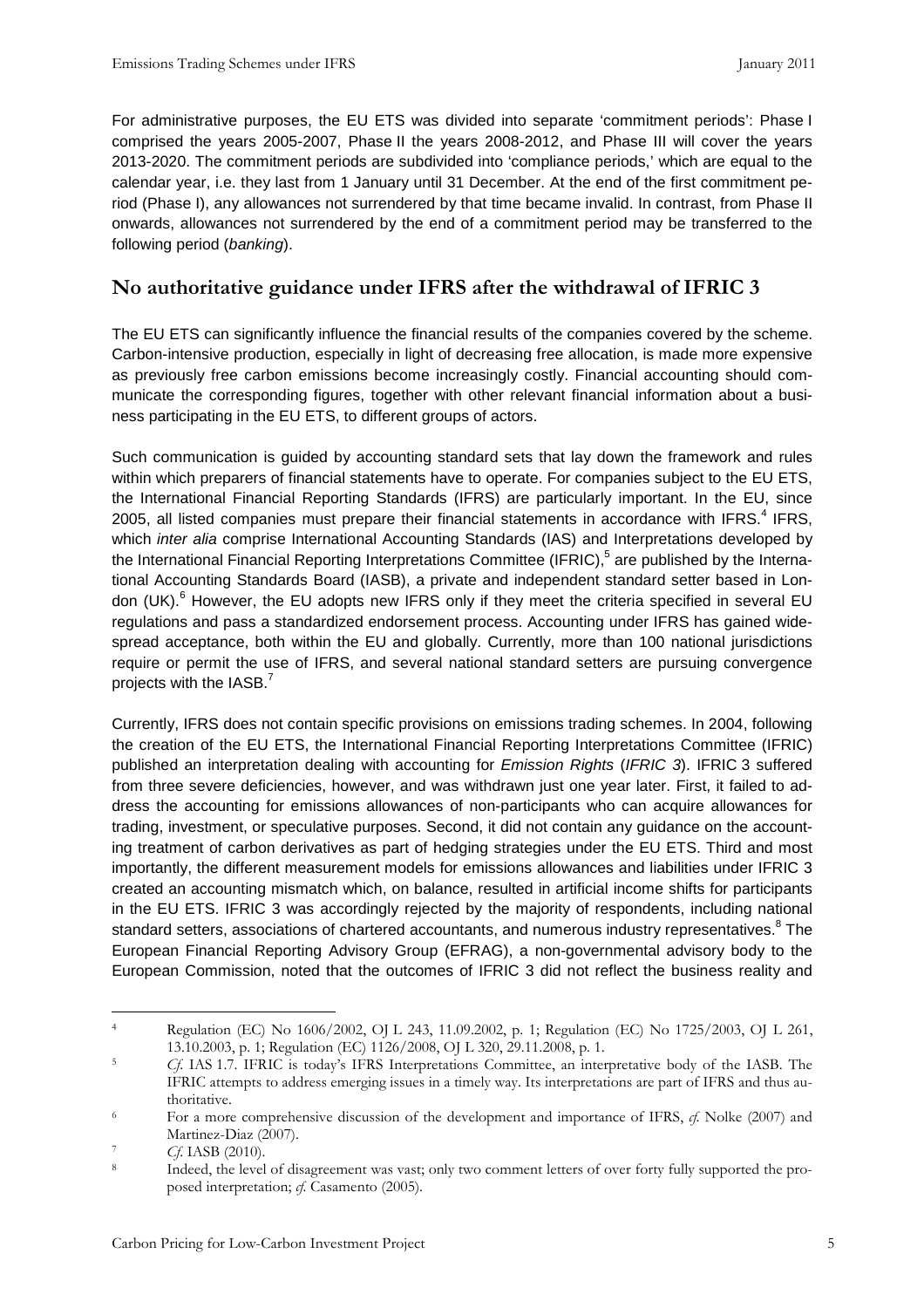For administrative purposes, the EU ETS was divided into separate 'commitment periods': Phase I comprised the years 2005-2007, Phase II the years 2008-2012, and Phase III will cover the years 2013-2020. The commitment periods are subdivided into 'compliance periods,' which are equal to the calendar year, i.e. they last from 1 January until 31 December. At the end of the first commitment period (Phase I), any allowances not surrendered by that time became invalid. In contrast, from Phase II onwards, allowances not surrendered by the end of a commitment period may be transferred to the following period (*banking*).

## No authoritative guidance under IFRS after the withdrawal of IFRIC 3

The EU ETS can significantly influence the financial results of the companies covered by the scheme. Carbon-intensive production, especially in light of decreasing free allocation, is made more expensive as previously free carbon emissions become increasingly costly. Financial accounting should communicate the corresponding figures, together with other relevant financial information about a business participating in the EU ETS, to different groups of actors.

Such communication is guided by accounting standard sets that lay down the framework and rules within which preparers of financial statements have to operate. For companies subject to the EU ETS, the International Financial Reporting Standards (IFRS) are particularly important. In the EU, since 2005, all listed companies must prepare their financial statements in accordance with IFRS.[4] IFRS, which *inter alia* comprise International Accounting Standards (IAS) and Interpretations developed by the International Financial Reporting Interpretations Committee (IFRIC),[5] are published by the International Accounting Standards Board (IASB), a private and independent standard setter based in London (UK).[6] However, the EU adopts new IFRS only if they meet the criteria specified in several EU regulations and pass a standardized endorsement process. Accounting under IFRS has gained widespread acceptance, both within the EU and globally. Currently, more than 100 national jurisdictions require or permit the use of IFRS, and several national standard setters are pursuing convergence projects with the IASB.[7]

Currently, IFRS does not contain specific provisions on emissions trading schemes. In 2004, following the creation of the EU ETS, the International Financial Reporting Interpretations Committee (IFRIC) published an interpretation dealing with accounting for *Emission Rights* (*IFRIC 3*). IFRIC 3 suffered from three severe deficiencies, however, and was withdrawn just one year later. First, it failed to address the accounting for emissions allowances of non-participants who can acquire allowances for trading, investment, or speculative purposes. Second, it did not contain any guidance on the accounting treatment of carbon derivatives as part of hedging strategies under the EU ETS. Third and most importantly, the different measurement models for emissions allowances and liabilities under IFRIC 3 created an accounting mismatch which, on balance, resulted in artificial income shifts for participants in the EU ETS. IFRIC 3 was accordingly rejected by the majority of respondents, including national standard setters, associations of chartered accountants, and numerous industry representatives.[8] The European Financial Reporting Advisory Group (EFRAG), a non-governmental advisory body to the European Commission, noted that the outcomes of IFRIC 3 did not reflect the business reality and

---

[4] Regulation (EC) No 1606/2002, OJ L 243, 11.09.2002, p. 1; Regulation (EC) No 1725/2003, OJ L 261, 13.10.2003, p. 1; Regulation (EC) 1126/2008, OJ L 320, 29.11.2008, p. 1.

[5] *Cf*. IAS 1.7. IFRIC is today's IFRS Interpretations Committee, an interpretative body of the IASB. The IFRIC attempts to address emerging issues in a timely way. Its interpretations are part of IFRS and thus authoritative.

[6] For a more comprehensive discussion of the development and importance of IFRS, *cf*. Nolke (2007) and Martinez-Diaz (2007).

[7] *Cf*. IASB (2010).

[8] Indeed, the level of disagreement was vast; only two comment letters of over forty fully supported the proposed interpretation; *cf*. Casamento (2005).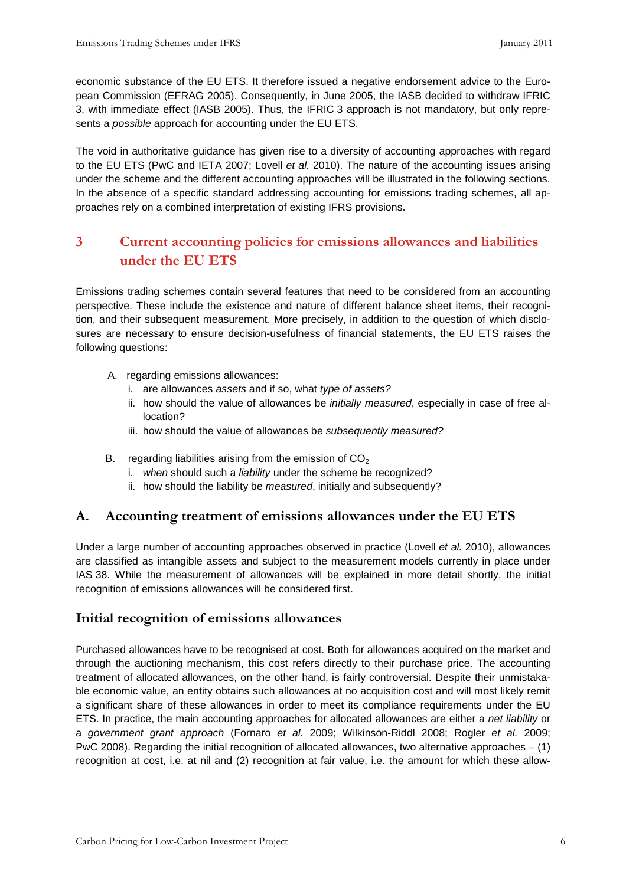economic substance of the EU ETS. It therefore issued a negative endorsement advice to the European Commission (EFRAG 2005). Consequently, in June 2005, the IASB decided to withdraw IFRIC 3, with immediate effect (IASB 2005). Thus, the IFRIC 3 approach is not mandatory, but only represents a *possible* approach for accounting under the EU ETS.

The void in authoritative guidance has given rise to a diversity of accounting approaches with regard to the EU ETS (PwC and IETA 2007; Lovell *et al.* 2010). The nature of the accounting issues arising under the scheme and the different accounting approaches will be illustrated in the following sections. In the absence of a specific standard addressing accounting for emissions trading schemes, all approaches rely on a combined interpretation of existing IFRS provisions.

## 3 Current accounting policies for emissions allowances and liabilities under the EU ETS

Emissions trading schemes contain several features that need to be considered from an accounting perspective. These include the existence and nature of different balance sheet items, their recognition, and their subsequent measurement. More precisely, in addition to the question of which disclosures are necessary to ensure decision-usefulness of financial statements, the EU ETS raises the following questions:

A. regarding emissions allowances:
   i. are allowances *assets* and if so, what *type of assets?*
   ii. how should the value of allowances be *initially measured*, especially in case of free allocation?
   iii. how should the value of allowances be *subsequently measured?*

B. regarding liabilities arising from the emission of $CO_2$
   i. *when* should such a *liability* under the scheme be recognized?
   ii. how should the liability be *measured*, initially and subsequently?

### A. Accounting treatment of emissions allowances under the EU ETS

Under a large number of accounting approaches observed in practice (Lovell *et al.* 2010), allowances are classified as intangible assets and subject to the measurement models currently in place under IAS 38. While the measurement of allowances will be explained in more detail shortly, the initial recognition of emissions allowances will be considered first.

### Initial recognition of emissions allowances

Purchased allowances have to be recognised at cost. Both for allowances acquired on the market and through the auctioning mechanism, this cost refers directly to their purchase price. The accounting treatment of allocated allowances, on the other hand, is fairly controversial. Despite their unmistakable economic value, an entity obtains such allowances at no acquisition cost and will most likely remit a significant share of these allowances in order to meet its compliance requirements under the EU ETS. In practice, the main accounting approaches for allocated allowances are either a *net liability* or a *government grant approach* (Fornaro *et al.* 2009; Wilkinson-Riddl 2008; Rogler *et al.* 2009; PwC 2008). Regarding the initial recognition of allocated allowances, two alternative approaches – (1) recognition at cost, i.e. at nil and (2) recognition at fair value, i.e. the amount for which these allow-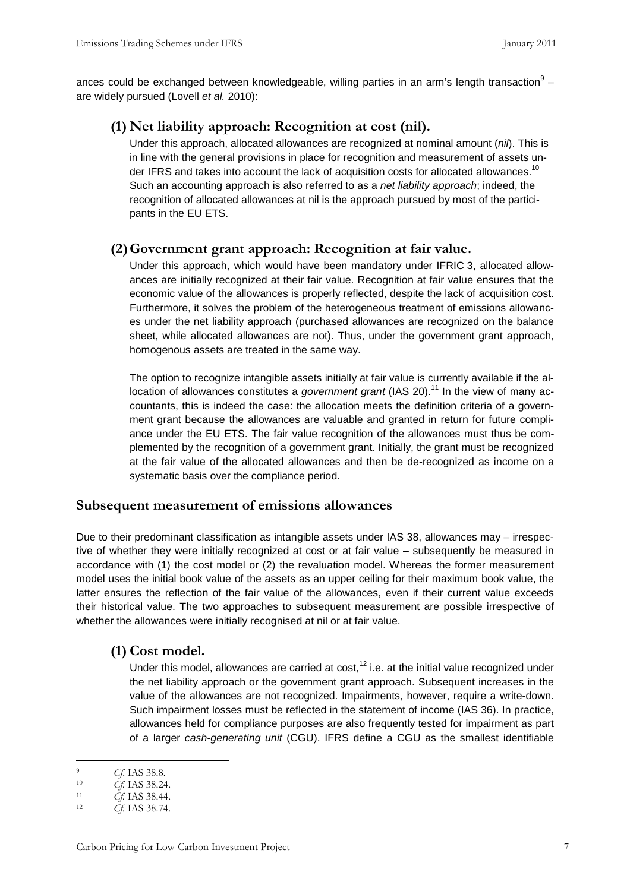ances could be exchanged between knowledgeable, willing parties in an arm's length transaction[9] – are widely pursued (Lovell *et al.* 2010):

### (1) Net liability approach: Recognition at cost (nil).

Under this approach, allocated allowances are recognized at nominal amount (*nil*). This is in line with the general provisions in place for recognition and measurement of assets under IFRS and takes into account the lack of acquisition costs for allocated allowances.[10] Such an accounting approach is also referred to as a *net liability approach*; indeed, the recognition of allocated allowances at nil is the approach pursued by most of the participants in the EU ETS.

### (2) Government grant approach: Recognition at fair value.

Under this approach, which would have been mandatory under IFRIC 3, allocated allowances are initially recognized at their fair value. Recognition at fair value ensures that the economic value of the allowances is properly reflected, despite the lack of acquisition cost. Furthermore, it solves the problem of the heterogeneous treatment of emissions allowances under the net liability approach (purchased allowances are recognized on the balance sheet, while allocated allowances are not). Thus, under the government grant approach, homogenous assets are treated in the same way.

The option to recognize intangible assets initially at fair value is currently available if the allocation of allowances constitutes a *government grant* (IAS 20).[11] In the view of many accountants, this is indeed the case: the allocation meets the definition criteria of a government grant because the allowances are valuable and granted in return for future compliance under the EU ETS. The fair value recognition of the allowances must thus be complemented by the recognition of a government grant. Initially, the grant must be recognized at the fair value of the allocated allowances and then be de-recognized as income on a systematic basis over the compliance period.

## Subsequent measurement of emissions allowances

Due to their predominant classification as intangible assets under IAS 38, allowances may – irrespective of whether they were initially recognized at cost or at fair value – subsequently be measured in accordance with (1) the cost model or (2) the revaluation model. Whereas the former measurement model uses the initial book value of the assets as an upper ceiling for their maximum book value, the latter ensures the reflection of the fair value of the allowances, even if their current value exceeds their historical value. The two approaches to subsequent measurement are possible irrespective of whether the allowances were initially recognised at nil or at fair value.

### (1) Cost model.

Under this model, allowances are carried at cost,[12] i.e. at the initial value recognized under the net liability approach or the government grant approach. Subsequent increases in the value of the allowances are not recognized. Impairments, however, require a write-down. Such impairment losses must be reflected in the statement of income (IAS 36). In practice, allowances held for compliance purposes are also frequently tested for impairment as part of a larger *cash-generating unit* (CGU). IFRS define a CGU as the smallest identifiable

---

[9] *Cf.* IAS 38.8.

[10] *Cf.* IAS 38.24.

[11] *Cf.* IAS 38.44.

[12] *Cf.* IAS 38.74.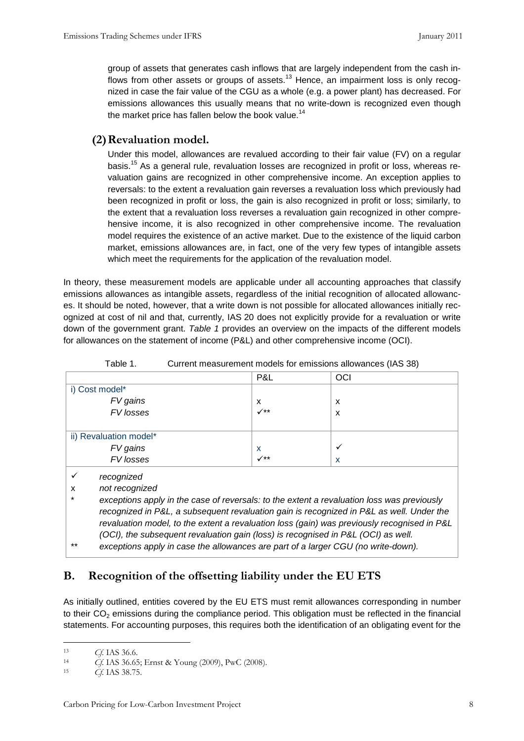group of assets that generates cash inflows that are largely independent from the cash inflows from other assets or groups of assets.[13] Hence, an impairment loss is only recognized in case the fair value of the CGU as a whole (e.g. a power plant) has decreased. For emissions allowances this usually means that no write-down is recognized even though the market price has fallen below the book value.[14]

### (2) Revaluation model.

Under this model, allowances are revalued according to their fair value (FV) on a regular basis.[15] As a general rule, revaluation losses are recognized in profit or loss, whereas revaluation gains are recognized in other comprehensive income. An exception applies to reversals: to the extent a revaluation gain reverses a revaluation loss which previously had been recognized in profit or loss, the gain is also recognized in profit or loss; similarly, to the extent that a revaluation loss reverses a revaluation gain recognized in other comprehensive income, it is also recognized in other comprehensive income. The revaluation model requires the existence of an active market. Due to the existence of the liquid carbon market, emissions allowances are, in fact, one of the very few types of intangible assets which meet the requirements for the application of the revaluation model.

In theory, these measurement models are applicable under all accounting approaches that classify emissions allowances as intangible assets, regardless of the initial recognition of allocated allowances. It should be noted, however, that a write down is not possible for allocated allowances initially recognized at cost of nil and that, currently, IAS 20 does not explicitly provide for a revaluation or write down of the government grant. *Table 1* provides an overview on the impacts of the different models for allowances on the statement of income (P&L) and other comprehensive income (OCI).

Table 1. Current measurement models for emissions allowances (IAS 38)

| | P&L | OCI |
|---|---|---|
| i) Cost model* | | |
| *FV gains* | x | x |
| *FV losses* | ✓** | x |
| ii) Revaluation model* | | |
| *FV gains* | x | ✓ |
| *FV losses* | ✓** | x |

✓ *recognized*

x *not recognized*

\* *exceptions apply in the case of reversals: to the extent a revaluation loss was previously recognized in P&L, a subsequent revaluation gain is recognized in P&L as well. Under the revaluation model, to the extent a revaluation loss (gain) was previously recognised in P&L (OCI), the subsequent revaluation gain (loss) is recognised in P&L (OCI) as well.*

\*\* *exceptions apply in case the allowances are part of a larger CGU (no write-down).*

## B. Recognition of the offsetting liability under the EU ETS

As initially outlined, entities covered by the EU ETS must remit allowances corresponding in number to their $CO_2$ emissions during the compliance period. This obligation must be reflected in the financial statements. For accounting purposes, this requires both the identification of an obligating event for the

---

[13] *Cf.* IAS 36.6.

[14] *Cf.* IAS 36.65; Ernst & Young (2009), PwC (2008).

[15] *Cf.* IAS 38.75.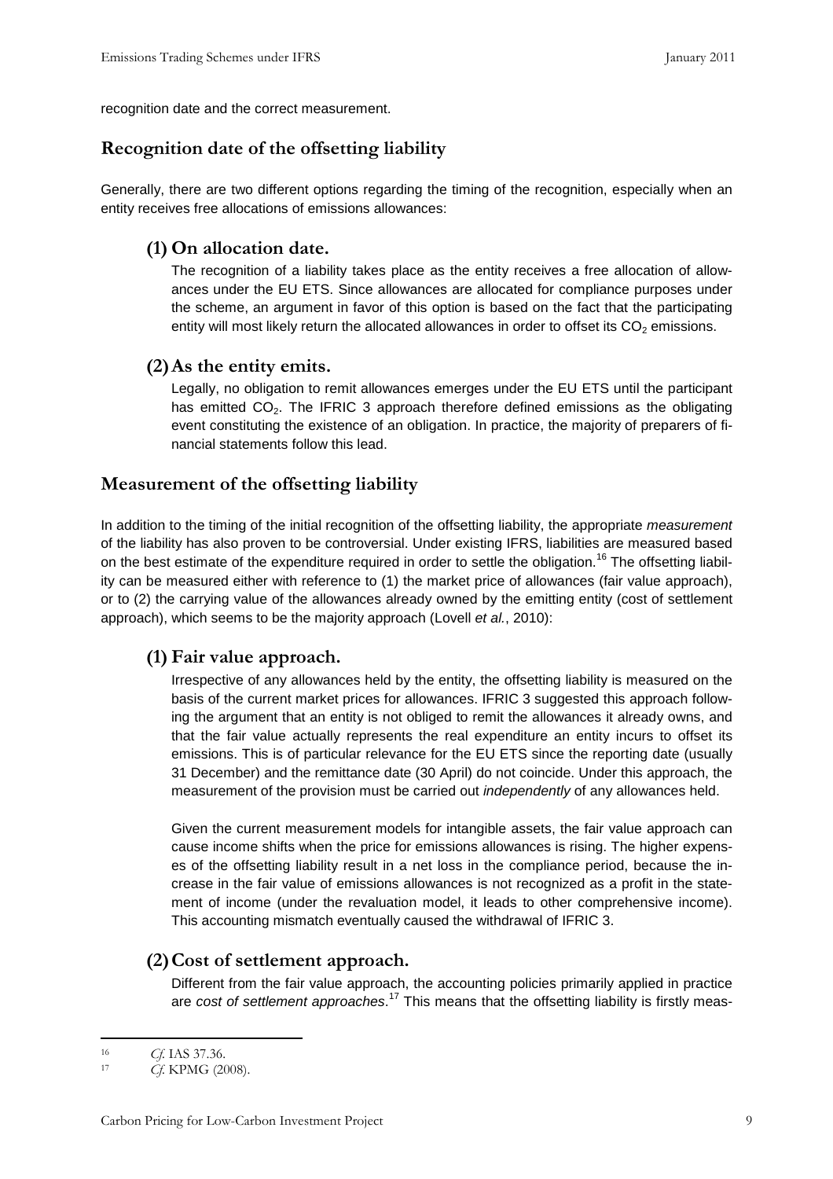recognition date and the correct measurement.

## Recognition date of the offsetting liability

Generally, there are two different options regarding the timing of the recognition, especially when an entity receives free allocations of emissions allowances:

### (1) On allocation date.

The recognition of a liability takes place as the entity receives a free allocation of allowances under the EU ETS. Since allowances are allocated for compliance purposes under the scheme, an argument in favor of this option is based on the fact that the participating entity will most likely return the allocated allowances in order to offset its $CO_2$ emissions.

### (2) As the entity emits.

Legally, no obligation to remit allowances emerges under the EU ETS until the participant has emitted $CO_2$. The IFRIC 3 approach therefore defined emissions as the obligating event constituting the existence of an obligation. In practice, the majority of preparers of financial statements follow this lead.

## Measurement of the offsetting liability

In addition to the timing of the initial recognition of the offsetting liability, the appropriate *measurement* of the liability has also proven to be controversial. Under existing IFRS, liabilities are measured based on the best estimate of the expenditure required in order to settle the obligation.[16] The offsetting liability can be measured either with reference to (1) the market price of allowances (fair value approach), or to (2) the carrying value of the allowances already owned by the emitting entity (cost of settlement approach), which seems to be the majority approach (Lovell *et al.*, 2010):

### (1) Fair value approach.

Irrespective of any allowances held by the entity, the offsetting liability is measured on the basis of the current market prices for allowances. IFRIC 3 suggested this approach following the argument that an entity is not obliged to remit the allowances it already owns, and that the fair value actually represents the real expenditure an entity incurs to offset its emissions. This is of particular relevance for the EU ETS since the reporting date (usually 31 December) and the remittance date (30 April) do not coincide. Under this approach, the measurement of the provision must be carried out *independently* of any allowances held.

Given the current measurement models for intangible assets, the fair value approach can cause income shifts when the price for emissions allowances is rising. The higher expenses of the offsetting liability result in a net loss in the compliance period, because the increase in the fair value of emissions allowances is not recognized as a profit in the statement of income (under the revaluation model, it leads to other comprehensive income). This accounting mismatch eventually caused the withdrawal of IFRIC 3.

### (2) Cost of settlement approach.

Different from the fair value approach, the accounting policies primarily applied in practice are *cost of settlement approaches*.[17] This means that the offsetting liability is firstly meas-

---

[16] *Cf.* IAS 37.36.

[17] *Cf.* KPMG (2008).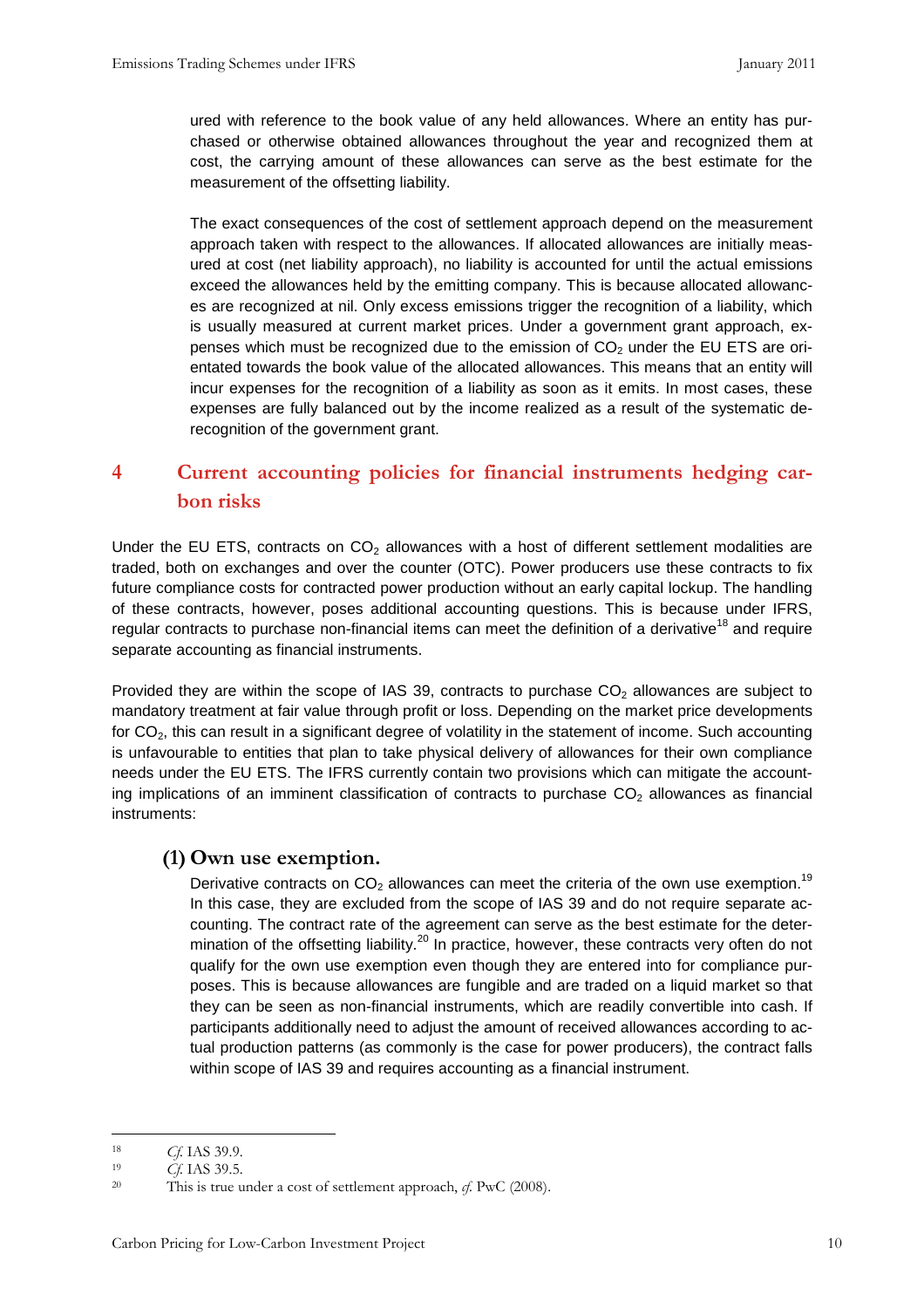ured with reference to the book value of any held allowances. Where an entity has purchased or otherwise obtained allowances throughout the year and recognized them at cost, the carrying amount of these allowances can serve as the best estimate for the measurement of the offsetting liability.

The exact consequences of the cost of settlement approach depend on the measurement approach taken with respect to the allowances. If allocated allowances are initially measured at cost (net liability approach), no liability is accounted for until the actual emissions exceed the allowances held by the emitting company. This is because allocated allowances are recognized at nil. Only excess emissions trigger the recognition of a liability, which is usually measured at current market prices. Under a government grant approach, expenses which must be recognized due to the emission of $CO_2$ under the EU ETS are orientated towards the book value of the allocated allowances. This means that an entity will incur expenses for the recognition of a liability as soon as it emits. In most cases, these expenses are fully balanced out by the income realized as a result of the systematic derecognition of the government grant.

# 4 Current accounting policies for financial instruments hedging carbon risks

Under the EU ETS, contracts on $CO_2$ allowances with a host of different settlement modalities are traded, both on exchanges and over the counter (OTC). Power producers use these contracts to fix future compliance costs for contracted power production without an early capital lockup. The handling of these contracts, however, poses additional accounting questions. This is because under IFRS, regular contracts to purchase non-financial items can meet the definition of a derivative[18] and require separate accounting as financial instruments.

Provided they are within the scope of IAS 39, contracts to purchase $CO_2$ allowances are subject to mandatory treatment at fair value through profit or loss. Depending on the market price developments for $CO_2$, this can result in a significant degree of volatility in the statement of income. Such accounting is unfavourable to entities that plan to take physical delivery of allowances for their own compliance needs under the EU ETS. The IFRS currently contain two provisions which can mitigate the accounting implications of an imminent classification of contracts to purchase $CO_2$ allowances as financial instruments:

## (1) Own use exemption.

Derivative contracts on $CO_2$ allowances can meet the criteria of the own use exemption.[19] In this case, they are excluded from the scope of IAS 39 and do not require separate accounting. The contract rate of the agreement can serve as the best estimate for the determination of the offsetting liability.[20] In practice, however, these contracts very often do not qualify for the own use exemption even though they are entered into for compliance purposes. This is because allowances are fungible and are traded on a liquid market so that they can be seen as non-financial instruments, which are readily convertible into cash. If participants additionally need to adjust the amount of received allowances according to actual production patterns (as commonly is the case for power producers), the contract falls within scope of IAS 39 and requires accounting as a financial instrument.

---

[18] *Cf.* IAS 39.9.

[19] *Cf.* IAS 39.5.

[20] This is true under a cost of settlement approach, *cf.* PwC (2008).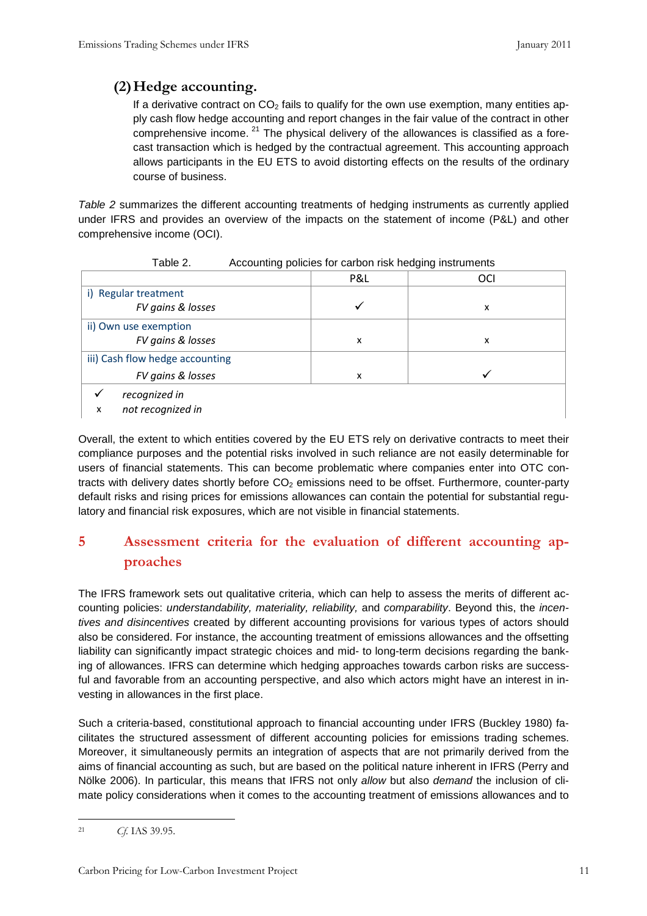### (2) Hedge accounting.

If a derivative contract on $CO_2$ fails to qualify for the own use exemption, many entities apply cash flow hedge accounting and report changes in the fair value of the contract in other comprehensive income.[21] The physical delivery of the allowances is classified as a forecast transaction which is hedged by the contractual agreement. This accounting approach allows participants in the EU ETS to avoid distorting effects on the results of the ordinary course of business.

*Table 2* summarizes the different accounting treatments of hedging instruments as currently applied under IFRS and provides an overview of the impacts on the statement of income (P&L) and other comprehensive income (OCI).

Table 2. Accounting policies for carbon risk hedging instruments

| | P&L | OCI |
|---|---|---|
| i) Regular treatment<br>*FV gains & losses* | ✓ | x |
| ii) Own use exemption<br>*FV gains & losses* | x | x |
| iii) Cash flow hedge accounting<br>*FV gains & losses* | x | ✓ |

✓ *recognized in*
x *not recognized in*

Overall, the extent to which entities covered by the EU ETS rely on derivative contracts to meet their compliance purposes and the potential risks involved in such reliance are not easily determinable for users of financial statements. This can become problematic where companies enter into OTC contracts with delivery dates shortly before $CO_2$ emissions need to be offset. Furthermore, counter-party default risks and rising prices for emissions allowances can contain the potential for substantial regulatory and financial risk exposures, which are not visible in financial statements.

## 5 Assessment criteria for the evaluation of different accounting approaches

The IFRS framework sets out qualitative criteria, which can help to assess the merits of different accounting policies: *understandability, materiality, reliability,* and *comparability*. Beyond this, the *incentives and disincentives* created by different accounting provisions for various types of actors should also be considered. For instance, the accounting treatment of emissions allowances and the offsetting liability can significantly impact strategic choices and mid- to long-term decisions regarding the banking of allowances. IFRS can determine which hedging approaches towards carbon risks are successful and favorable from an accounting perspective, and also which actors might have an interest in investing in allowances in the first place.

Such a criteria-based, constitutional approach to financial accounting under IFRS (Buckley 1980) facilitates the structured assessment of different accounting policies for emissions trading schemes. Moreover, it simultaneously permits an integration of aspects that are not primarily derived from the aims of financial accounting as such, but are based on the political nature inherent in IFRS (Perry and Nölke 2006). In particular, this means that IFRS not only *allow* but also *demand* the inclusion of climate policy considerations when it comes to the accounting treatment of emissions allowances and to

[21] *Cf.* IAS 39.95.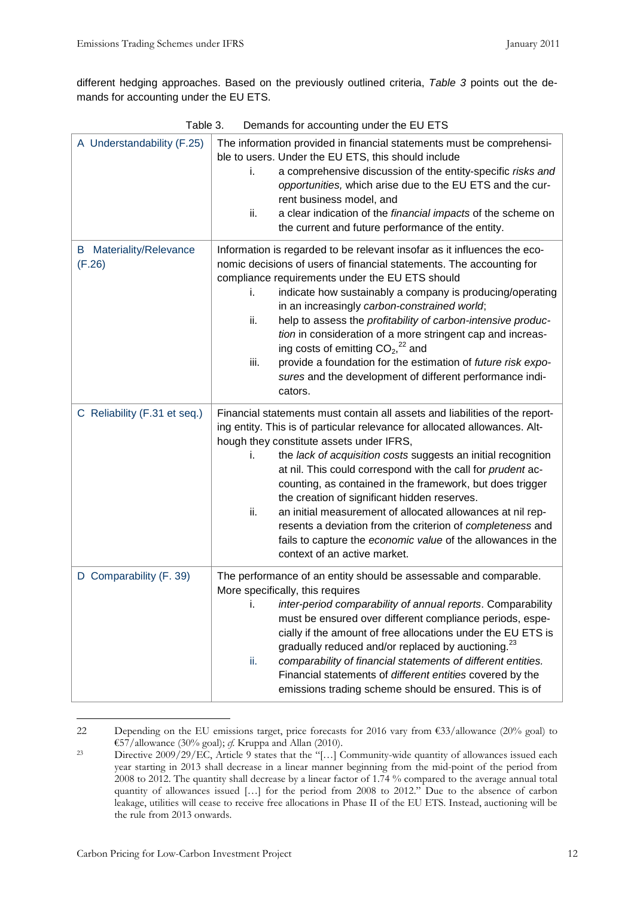different hedging approaches. Based on the previously outlined criteria, *Table 3* points out the demands for accounting under the EU ETS.

Table 3. Demands for accounting under the EU ETS

| | |
|---|---|
| A Understandability (F.25) | The information provided in financial statements must be comprehensible to users. Under the EU ETS, this should include<br>i. a comprehensive discussion of the entity-specific *risks and opportunities,* which arise due to the EU ETS and the current business model, and<br>ii. a clear indication of the *financial impacts* of the scheme on the current and future performance of the entity. |
| B Materiality/Relevance (F.26) | Information is regarded to be relevant insofar as it influences the economic decisions of users of financial statements. The accounting for compliance requirements under the EU ETS should<br>i. indicate how sustainably a company is producing/operating in an increasingly *carbon-constrained world*;<br>ii. help to assess the *profitability of carbon-intensive production* in consideration of a more stringent cap and increasing costs of emitting $CO_2$,[22] and<br>iii. provide a foundation for the estimation of *future risk exposures* and the development of different performance indicators. |
| C Reliability (F.31 et seq.) | Financial statements must contain all assets and liabilities of the reporting entity. This is of particular relevance for allocated allowances. Although they constitute assets under IFRS,<br>i. the *lack of acquisition costs* suggests an initial recognition at nil. This could correspond with the call for *prudent* accounting, as contained in the framework, but does trigger the creation of significant hidden reserves.<br>ii. an initial measurement of allocated allowances at nil represents a deviation from the criterion of *completeness* and fails to capture the *economic value* of the allowances in the context of an active market. |
| D Comparability (F. 39) | The performance of an entity should be assessable and comparable. More specifically, this requires<br>i. *inter-period comparability of annual reports*. Comparability must be ensured over different compliance periods, especially if the amount of free allocations under the EU ETS is gradually reduced and/or replaced by auctioning.[23]<br>ii. *comparability of financial statements of different entities.* Financial statements of *different entities* covered by the emissions trading scheme should be ensured. This is of |

22 Depending on the EU emissions target, price forecasts for 2016 vary from €33/allowance (20% goal) to €57/allowance (30% goal); *cf.* Kruppa and Allan (2010).

23 Directive 2009/29/EC, Article 9 states that the "[…] Community-wide quantity of allowances issued each year starting in 2013 shall decrease in a linear manner beginning from the mid-point of the period from 2008 to 2012. The quantity shall decrease by a linear factor of 1.74 % compared to the average annual total quantity of allowances issued […] for the period from 2008 to 2012." Due to the absence of carbon leakage, utilities will cease to receive free allocations in Phase II of the EU ETS. Instead, auctioning will be the rule from 2013 onwards.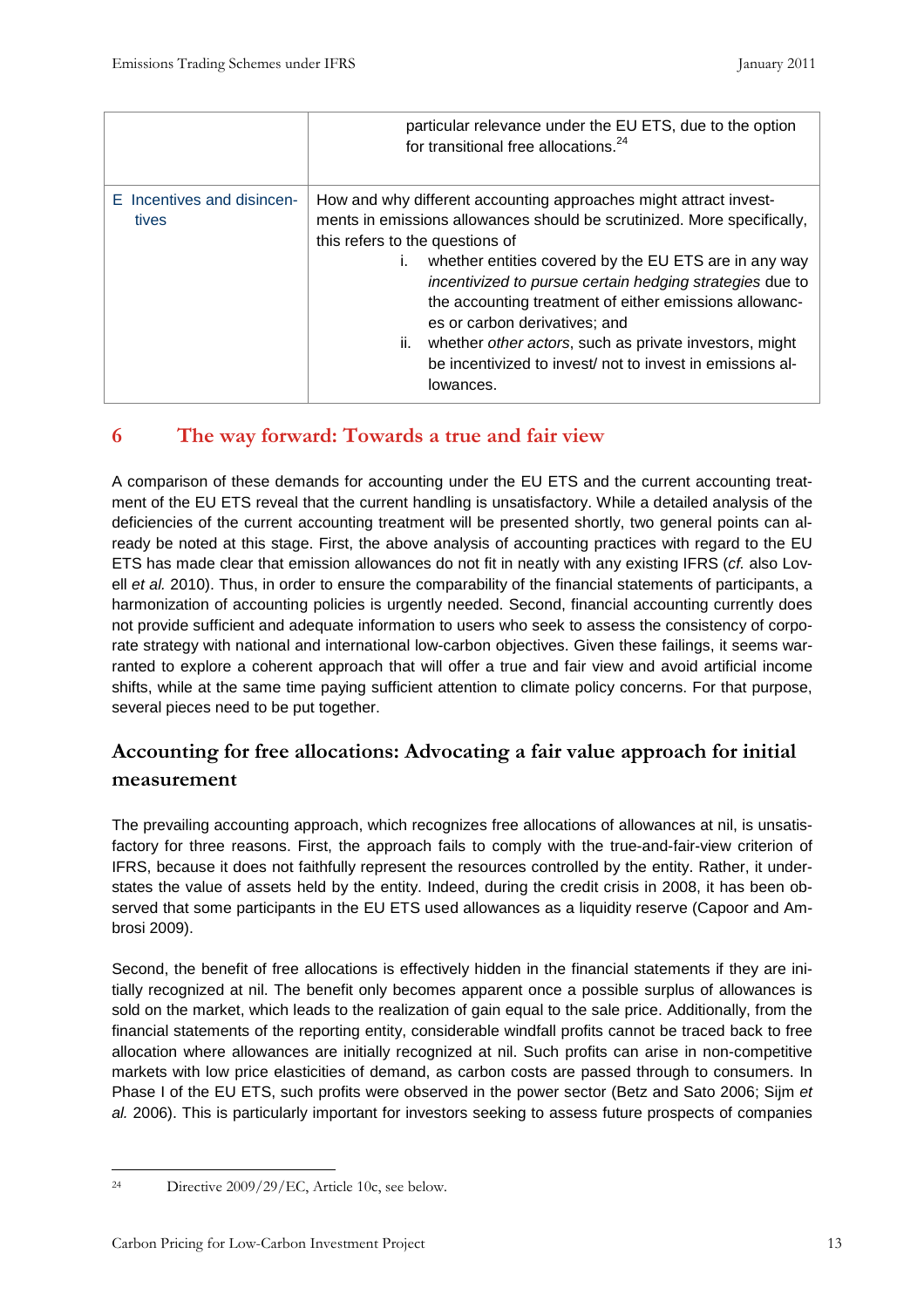| | |
|---|---|
| | particular relevance under the EU ETS, due to the option for transitional free allocations.[24] |
| E Incentives and disincentives | How and why different accounting approaches might attract investments in emissions allowances should be scrutinized. More specifically, this refers to the questions of<br>i. whether entities covered by the EU ETS are in any way *incentivized to pursue certain hedging strategies* due to the accounting treatment of either emissions allowances or carbon derivatives; and<br>ii. whether *other actors*, such as private investors, might be incentivized to invest/ not to invest in emissions allowances. |

## 6 The way forward: Towards a true and fair view

A comparison of these demands for accounting under the EU ETS and the current accounting treatment of the EU ETS reveal that the current handling is unsatisfactory. While a detailed analysis of the deficiencies of the current accounting treatment will be presented shortly, two general points can already be noted at this stage. First, the above analysis of accounting practices with regard to the EU ETS has made clear that emission allowances do not fit in neatly with any existing IFRS (*cf.* also Lovell *et al.* 2010). Thus, in order to ensure the comparability of the financial statements of participants, a harmonization of accounting policies is urgently needed. Second, financial accounting currently does not provide sufficient and adequate information to users who seek to assess the consistency of corporate strategy with national and international low-carbon objectives. Given these failings, it seems warranted to explore a coherent approach that will offer a true and fair view and avoid artificial income shifts, while at the same time paying sufficient attention to climate policy concerns. For that purpose, several pieces need to be put together.

### Accounting for free allocations: Advocating a fair value approach for initial measurement

The prevailing accounting approach, which recognizes free allocations of allowances at nil, is unsatisfactory for three reasons. First, the approach fails to comply with the true-and-fair-view criterion of IFRS, because it does not faithfully represent the resources controlled by the entity. Rather, it understates the value of assets held by the entity. Indeed, during the credit crisis in 2008, it has been observed that some participants in the EU ETS used allowances as a liquidity reserve (Capoor and Ambrosi 2009).

Second, the benefit of free allocations is effectively hidden in the financial statements if they are initially recognized at nil. The benefit only becomes apparent once a possible surplus of allowances is sold on the market, which leads to the realization of gain equal to the sale price. Additionally, from the financial statements of the reporting entity, considerable windfall profits cannot be traced back to free allocation where allowances are initially recognized at nil. Such profits can arise in non-competitive markets with low price elasticities of demand, as carbon costs are passed through to consumers. In Phase I of the EU ETS, such profits were observed in the power sector (Betz and Sato 2006; Sijm *et al.* 2006). This is particularly important for investors seeking to assess future prospects of companies

[24] Directive 2009/29/EC, Article 10c, see below.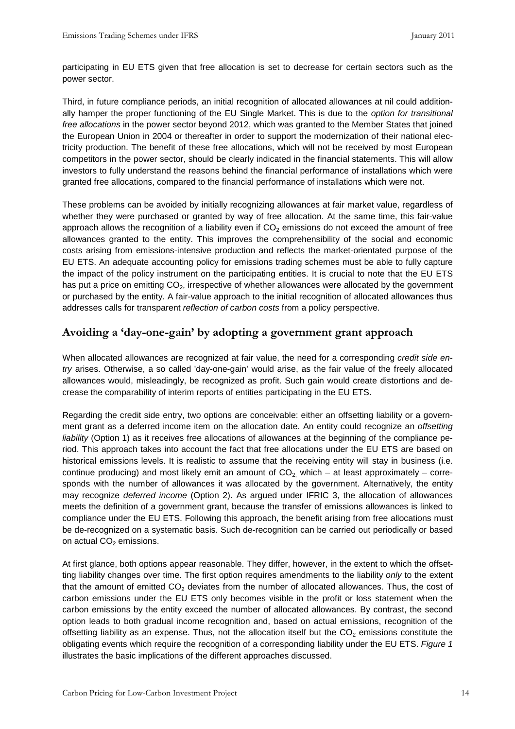participating in EU ETS given that free allocation is set to decrease for certain sectors such as the power sector.

Third, in future compliance periods, an initial recognition of allocated allowances at nil could additionally hamper the proper functioning of the EU Single Market. This is due to the *option for transitional free allocations* in the power sector beyond 2012, which was granted to the Member States that joined the European Union in 2004 or thereafter in order to support the modernization of their national electricity production. The benefit of these free allocations, which will not be received by most European competitors in the power sector, should be clearly indicated in the financial statements. This will allow investors to fully understand the reasons behind the financial performance of installations which were granted free allocations, compared to the financial performance of installations which were not.

These problems can be avoided by initially recognizing allowances at fair market value, regardless of whether they were purchased or granted by way of free allocation. At the same time, this fair-value approach allows the recognition of a liability even if $CO_2$ emissions do not exceed the amount of free allowances granted to the entity. This improves the comprehensibility of the social and economic costs arising from emissions-intensive production and reflects the market-orientated purpose of the EU ETS. An adequate accounting policy for emissions trading schemes must be able to fully capture the impact of the policy instrument on the participating entities. It is crucial to note that the EU ETS has put a price on emitting $CO_2$, irrespective of whether allowances were allocated by the government or purchased by the entity. A fair-value approach to the initial recognition of allocated allowances thus addresses calls for transparent *reflection of carbon costs* from a policy perspective.

## Avoiding a 'day-one-gain' by adopting a government grant approach

When allocated allowances are recognized at fair value, the need for a corresponding *credit side entry* arises. Otherwise, a so called 'day-one-gain' would arise, as the fair value of the freely allocated allowances would, misleadingly, be recognized as profit. Such gain would create distortions and decrease the comparability of interim reports of entities participating in the EU ETS.

Regarding the credit side entry, two options are conceivable: either an offsetting liability or a government grant as a deferred income item on the allocation date. An entity could recognize an *offsetting liability* (Option 1) as it receives free allocations of allowances at the beginning of the compliance period. This approach takes into account the fact that free allocations under the EU ETS are based on historical emissions levels. It is realistic to assume that the receiving entity will stay in business (i.e. continue producing) and most likely emit an amount of $CO_2$, which – at least approximately – corresponds with the number of allowances it was allocated by the government. Alternatively, the entity may recognize *deferred income* (Option 2). As argued under IFRIC 3, the allocation of allowances meets the definition of a government grant, because the transfer of emissions allowances is linked to compliance under the EU ETS. Following this approach, the benefit arising from free allocations must be de-recognized on a systematic basis. Such de-recognition can be carried out periodically or based on actual $CO_2$ emissions.

At first glance, both options appear reasonable. They differ, however, in the extent to which the offsetting liability changes over time. The first option requires amendments to the liability *only* to the extent that the amount of emitted $CO_2$ deviates from the number of allocated allowances. Thus, the cost of carbon emissions under the EU ETS only becomes visible in the profit or loss statement when the carbon emissions by the entity exceed the number of allocated allowances. By contrast, the second option leads to both gradual income recognition and, based on actual emissions, recognition of the offsetting liability as an expense. Thus, not the allocation itself but the $CO_2$ emissions constitute the obligating events which require the recognition of a corresponding liability under the EU ETS. *Figure 1* illustrates the basic implications of the different approaches discussed.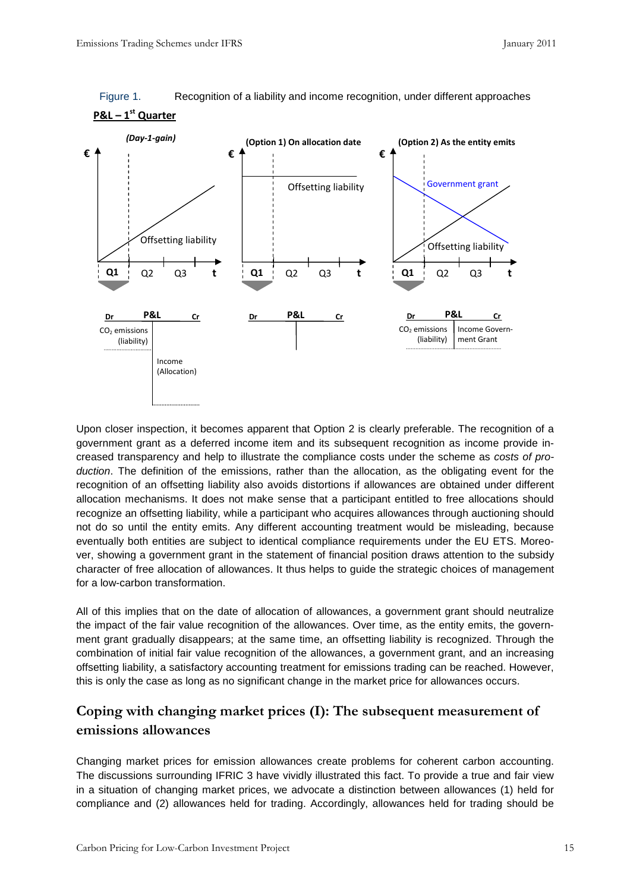Figure 1. Recognition of a liability and income recognition, under different approaches

**P&L – 1st Quarter**

**(Day-1-gain)**

| Dr | P&L | Cr |
|---|---|---|
| $CO_2$ emissions (liability) | | |
| | | Income (Allocation) |

**(Option 1) On allocation date**

| Dr | P&L | Cr |
|---|---|---|
| | | |

**(Option 2) As the entity emits**

| Dr | P&L | Cr |
|---|---|---|
| $CO_2$ emissions (liability) | | Income Government Grant |

Upon closer inspection, it becomes apparent that Option 2 is clearly preferable. The recognition of a government grant as a deferred income item and its subsequent recognition as income provide increased transparency and help to illustrate the compliance costs under the scheme as *costs of production*. The definition of the emissions, rather than the allocation, as the obligating event for the recognition of an offsetting liability also avoids distortions if allowances are obtained under different allocation mechanisms. It does not make sense that a participant entitled to free allocations should recognize an offsetting liability, while a participant who acquires allowances through auctioning should not do so until the entity emits. Any different accounting treatment would be misleading, because eventually both entities are subject to identical compliance requirements under the EU ETS. Moreover, showing a government grant in the statement of financial position draws attention to the subsidy character of free allocation of allowances. It thus helps to guide the strategic choices of management for a low-carbon transformation.

All of this implies that on the date of allocation of allowances, a government grant should neutralize the impact of the fair value recognition of the allowances. Over time, as the entity emits, the government grant gradually disappears; at the same time, an offsetting liability is recognized. Through the combination of initial fair value recognition of the allowances, a government grant, and an increasing offsetting liability, a satisfactory accounting treatment for emissions trading can be reached. However, this is only the case as long as no significant change in the market price for allowances occurs.

## Coping with changing market prices (I): The subsequent measurement of emissions allowances

Changing market prices for emission allowances create problems for coherent carbon accounting. The discussions surrounding IFRIC 3 have vividly illustrated this fact. To provide a true and fair view in a situation of changing market prices, we advocate a distinction between allowances (1) held for compliance and (2) allowances held for trading. Accordingly, allowances held for trading should be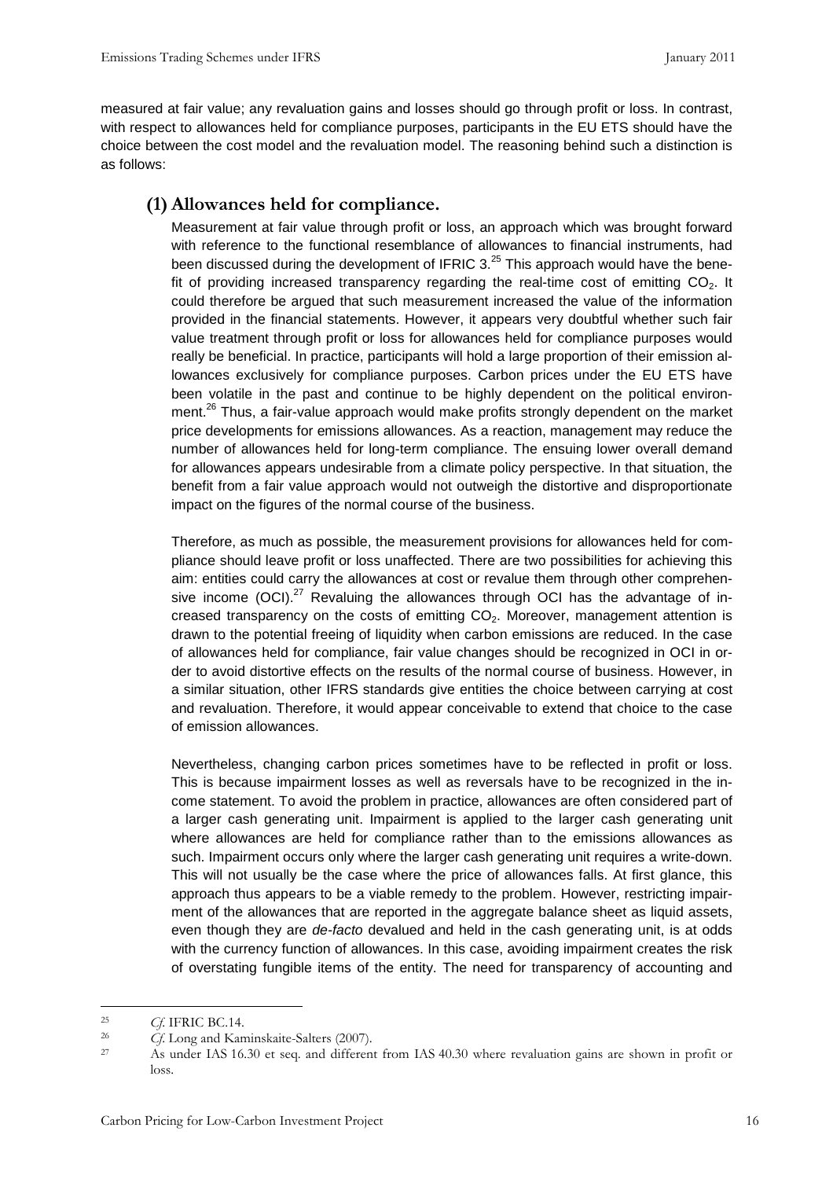measured at fair value; any revaluation gains and losses should go through profit or loss. In contrast, with respect to allowances held for compliance purposes, participants in the EU ETS should have the choice between the cost model and the revaluation model. The reasoning behind such a distinction is as follows:

## (1) Allowances held for compliance.

Measurement at fair value through profit or loss, an approach which was brought forward with reference to the functional resemblance of allowances to financial instruments, had been discussed during the development of IFRIC 3.[25] This approach would have the benefit of providing increased transparency regarding the real-time cost of emitting $CO_2$. It could therefore be argued that such measurement increased the value of the information provided in the financial statements. However, it appears very doubtful whether such fair value treatment through profit or loss for allowances held for compliance purposes would really be beneficial. In practice, participants will hold a large proportion of their emission allowances exclusively for compliance purposes. Carbon prices under the EU ETS have been volatile in the past and continue to be highly dependent on the political environment.[26] Thus, a fair-value approach would make profits strongly dependent on the market price developments for emissions allowances. As a reaction, management may reduce the number of allowances held for long-term compliance. The ensuing lower overall demand for allowances appears undesirable from a climate policy perspective. In that situation, the benefit from a fair value approach would not outweigh the distortive and disproportionate impact on the figures of the normal course of the business.

Therefore, as much as possible, the measurement provisions for allowances held for compliance should leave profit or loss unaffected. There are two possibilities for achieving this aim: entities could carry the allowances at cost or revalue them through other comprehensive income (OCI).[27] Revaluing the allowances through OCI has the advantage of increased transparency on the costs of emitting $CO_2$. Moreover, management attention is drawn to the potential freeing of liquidity when carbon emissions are reduced. In the case of allowances held for compliance, fair value changes should be recognized in OCI in order to avoid distortive effects on the results of the normal course of business. However, in a similar situation, other IFRS standards give entities the choice between carrying at cost and revaluation. Therefore, it would appear conceivable to extend that choice to the case of emission allowances.

Nevertheless, changing carbon prices sometimes have to be reflected in profit or loss. This is because impairment losses as well as reversals have to be recognized in the income statement. To avoid the problem in practice, allowances are often considered part of a larger cash generating unit. Impairment is applied to the larger cash generating unit where allowances are held for compliance rather than to the emissions allowances as such. Impairment occurs only where the larger cash generating unit requires a write-down. This will not usually be the case where the price of allowances falls. At first glance, this approach thus appears to be a viable remedy to the problem. However, restricting impairment of the allowances that are reported in the aggregate balance sheet as liquid assets, even though they are *de-facto* devalued and held in the cash generating unit, is at odds with the currency function of allowances. In this case, avoiding impairment creates the risk of overstating fungible items of the entity. The need for transparency of accounting and

---

[25] *Cf.* IFRIC BC.14.

[26] *Cf.* Long and Kaminskaite-Salters (2007).

[27] As under IAS 16.30 et seq. and different from IAS 40.30 where revaluation gains are shown in profit or loss.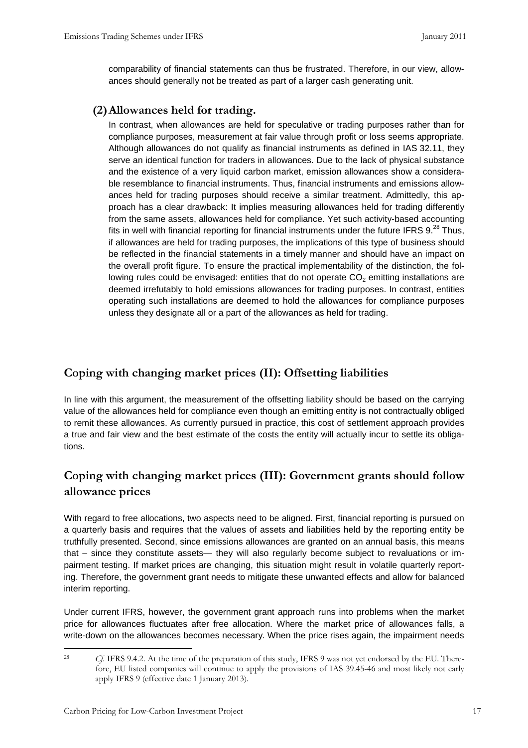comparability of financial statements can thus be frustrated. Therefore, in our view, allowances should generally not be treated as part of a larger cash generating unit.

**(2) Allowances held for trading.**

In contrast, when allowances are held for speculative or trading purposes rather than for compliance purposes, measurement at fair value through profit or loss seems appropriate. Although allowances do not qualify as financial instruments as defined in IAS 32.11, they serve an identical function for traders in allowances. Due to the lack of physical substance and the existence of a very liquid carbon market, emission allowances show a considerable resemblance to financial instruments. Thus, financial instruments and emissions allowances held for trading purposes should receive a similar treatment. Admittedly, this approach has a clear drawback: It implies measuring allowances held for trading differently from the same assets, allowances held for compliance. Yet such activity-based accounting fits in well with financial reporting for financial instruments under the future IFRS 9.[28] Thus, if allowances are held for trading purposes, the implications of this type of business should be reflected in the financial statements in a timely manner and should have an impact on the overall profit figure. To ensure the practical implementability of the distinction, the following rules could be envisaged: entities that do not operate $CO_2$ emitting installations are deemed irrefutably to hold emissions allowances for trading purposes. In contrast, entities operating such installations are deemed to hold the allowances for compliance purposes unless they designate all or a part of the allowances as held for trading.

## Coping with changing market prices (II): Offsetting liabilities

In line with this argument, the measurement of the offsetting liability should be based on the carrying value of the allowances held for compliance even though an emitting entity is not contractually obliged to remit these allowances. As currently pursued in practice, this cost of settlement approach provides a true and fair view and the best estimate of the costs the entity will actually incur to settle its obligations.

## Coping with changing market prices (III): Government grants should follow allowance prices

With regard to free allocations, two aspects need to be aligned. First, financial reporting is pursued on a quarterly basis and requires that the values of assets and liabilities held by the reporting entity be truthfully presented. Second, since emissions allowances are granted on an annual basis, this means that – since they constitute assets— they will also regularly become subject to revaluations or impairment testing. If market prices are changing, this situation might result in volatile quarterly reporting. Therefore, the government grant needs to mitigate these unwanted effects and allow for balanced interim reporting.

Under current IFRS, however, the government grant approach runs into problems when the market price for allowances fluctuates after free allocation. Where the market price of allowances falls, a write-down on the allowances becomes necessary. When the price rises again, the impairment needs

---

[28] *Cf.* IFRS 9.4.2. At the time of the preparation of this study, IFRS 9 was not yet endorsed by the EU. Therefore, EU listed companies will continue to apply the provisions of IAS 39.45-46 and most likely not early apply IFRS 9 (effective date 1 January 2013).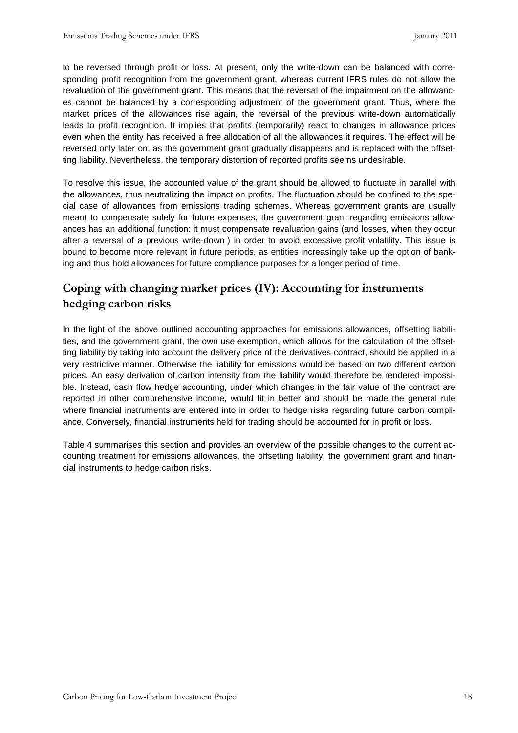to be reversed through profit or loss. At present, only the write-down can be balanced with corresponding profit recognition from the government grant, whereas current IFRS rules do not allow the revaluation of the government grant. This means that the reversal of the impairment on the allowances cannot be balanced by a corresponding adjustment of the government grant. Thus, where the market prices of the allowances rise again, the reversal of the previous write-down automatically leads to profit recognition. It implies that profits (temporarily) react to changes in allowance prices even when the entity has received a free allocation of all the allowances it requires. The effect will be reversed only later on, as the government grant gradually disappears and is replaced with the offsetting liability. Nevertheless, the temporary distortion of reported profits seems undesirable.

To resolve this issue, the accounted value of the grant should be allowed to fluctuate in parallel with the allowances, thus neutralizing the impact on profits. The fluctuation should be confined to the special case of allowances from emissions trading schemes. Whereas government grants are usually meant to compensate solely for future expenses, the government grant regarding emissions allowances has an additional function: it must compensate revaluation gains (and losses, when they occur after a reversal of a previous write-down ) in order to avoid excessive profit volatility. This issue is bound to become more relevant in future periods, as entities increasingly take up the option of banking and thus hold allowances for future compliance purposes for a longer period of time.

## Coping with changing market prices (IV): Accounting for instruments hedging carbon risks

In the light of the above outlined accounting approaches for emissions allowances, offsetting liabilities, and the government grant, the own use exemption, which allows for the calculation of the offsetting liability by taking into account the delivery price of the derivatives contract, should be applied in a very restrictive manner. Otherwise the liability for emissions would be based on two different carbon prices. An easy derivation of carbon intensity from the liability would therefore be rendered impossible. Instead, cash flow hedge accounting, under which changes in the fair value of the contract are reported in other comprehensive income, would fit in better and should be made the general rule where financial instruments are entered into in order to hedge risks regarding future carbon compliance. Conversely, financial instruments held for trading should be accounted for in profit or loss.

Table 4 summarises this section and provides an overview of the possible changes to the current accounting treatment for emissions allowances, the offsetting liability, the government grant and financial instruments to hedge carbon risks.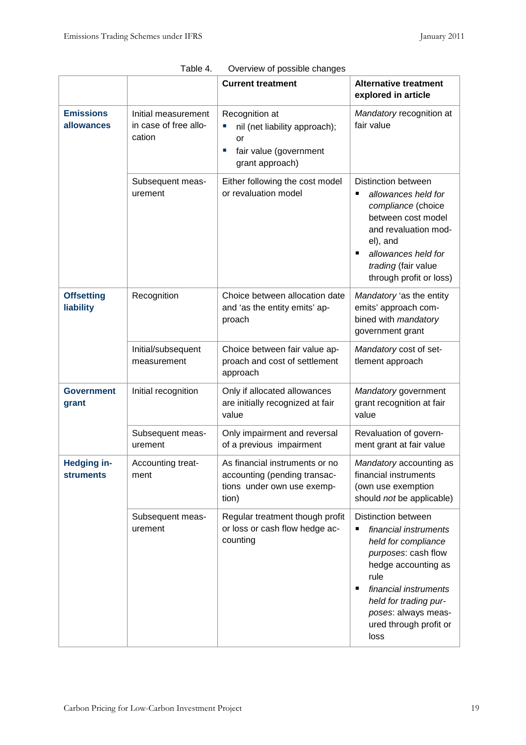Table 4. Overview of possible changes

| | | **Current treatment** | **Alternative treatment explored in article** |
|---|---|---|---|
| **Emissions allowances** | Initial measurement in case of free allocation | Recognition at<br>▪ nil (net liability approach); or<br>▪ fair value (government grant approach) | *Mandatory* recognition at fair value |
| | Subsequent measurement | Either following the cost model or revaluation model | Distinction between<br>▪ *allowances held for compliance* (choice between cost model and revaluation model), and<br>▪ *allowances held for trading* (fair value through profit or loss) |
| **Offsetting liability** | Recognition | Choice between allocation date and 'as the entity emits' approach | *Mandatory* 'as the entity emits' approach combined with *mandatory* government grant |
| | Initial/subsequent measurement | Choice between fair value approach and cost of settlement approach | *Mandatory* cost of settlement approach |
| **Government grant** | Initial recognition | Only if allocated allowances are initially recognized at fair value | *Mandatory* government grant recognition at fair value |
| | Subsequent measurement | Only impairment and reversal of a previous impairment | Revaluation of government grant at fair value |
| **Hedging instruments** | Accounting treatment | As financial instruments or no accounting (pending transactions under own use exemption) | *Mandatory* accounting as financial instruments (own use exemption should *not* be applicable) |
| | Subsequent measurement | Regular treatment though profit or loss or cash flow hedge accounting | Distinction between<br>▪ *financial instruments held for compliance purposes*: cash flow hedge accounting as rule<br>▪ *financial instruments held for trading purposes*: always measured through profit or loss |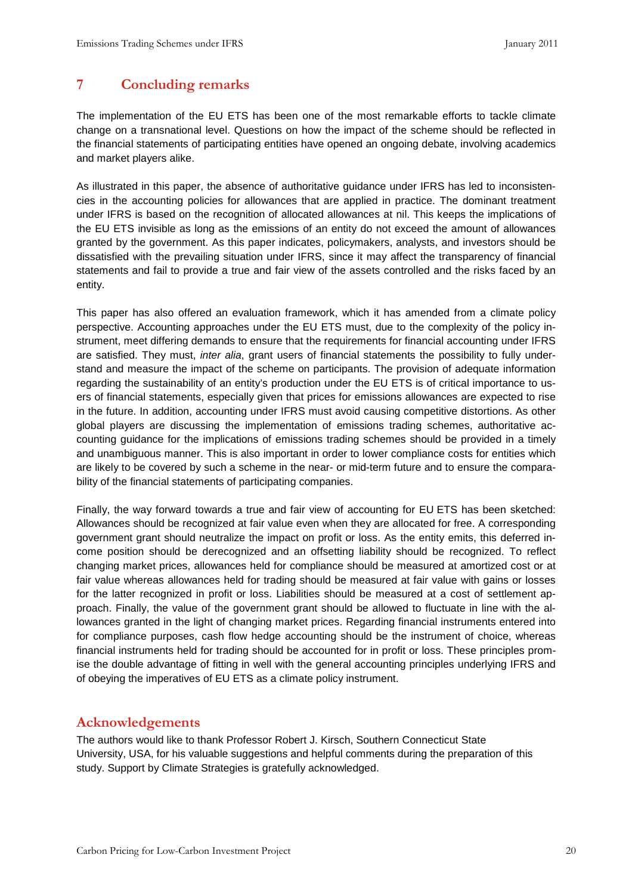## 7 Concluding remarks

The implementation of the EU ETS has been one of the most remarkable efforts to tackle climate change on a transnational level. Questions on how the impact of the scheme should be reflected in the financial statements of participating entities have opened an ongoing debate, involving academics and market players alike.

As illustrated in this paper, the absence of authoritative guidance under IFRS has led to inconsistencies in the accounting policies for allowances that are applied in practice. The dominant treatment under IFRS is based on the recognition of allocated allowances at nil. This keeps the implications of the EU ETS invisible as long as the emissions of an entity do not exceed the amount of allowances granted by the government. As this paper indicates, policymakers, analysts, and investors should be dissatisfied with the prevailing situation under IFRS, since it may affect the transparency of financial statements and fail to provide a true and fair view of the assets controlled and the risks faced by an entity.

This paper has also offered an evaluation framework, which it has amended from a climate policy perspective. Accounting approaches under the EU ETS must, due to the complexity of the policy instrument, meet differing demands to ensure that the requirements for financial accounting under IFRS are satisfied. They must, *inter alia*, grant users of financial statements the possibility to fully understand and measure the impact of the scheme on participants. The provision of adequate information regarding the sustainability of an entity's production under the EU ETS is of critical importance to users of financial statements, especially given that prices for emissions allowances are expected to rise in the future. In addition, accounting under IFRS must avoid causing competitive distortions. As other global players are discussing the implementation of emissions trading schemes, authoritative accounting guidance for the implications of emissions trading schemes should be provided in a timely and unambiguous manner. This is also important in order to lower compliance costs for entities which are likely to be covered by such a scheme in the near- or mid-term future and to ensure the comparability of the financial statements of participating companies.

Finally, the way forward towards a true and fair view of accounting for EU ETS has been sketched: Allowances should be recognized at fair value even when they are allocated for free. A corresponding government grant should neutralize the impact on profit or loss. As the entity emits, this deferred income position should be derecognized and an offsetting liability should be recognized. To reflect changing market prices, allowances held for compliance should be measured at amortized cost or at fair value whereas allowances held for trading should be measured at fair value with gains or losses for the latter recognized in profit or loss. Liabilities should be measured at a cost of settlement approach. Finally, the value of the government grant should be allowed to fluctuate in line with the allowances granted in the light of changing market prices. Regarding financial instruments entered into for compliance purposes, cash flow hedge accounting should be the instrument of choice, whereas financial instruments held for trading should be accounted for in profit or loss. These principles promise the double advantage of fitting in well with the general accounting principles underlying IFRS and of obeying the imperatives of EU ETS as a climate policy instrument.

## Acknowledgements

The authors would like to thank Professor Robert J. Kirsch, Southern Connecticut State University, USA, for his valuable suggestions and helpful comments during the preparation of this study. Support by Climate Strategies is gratefully acknowledged.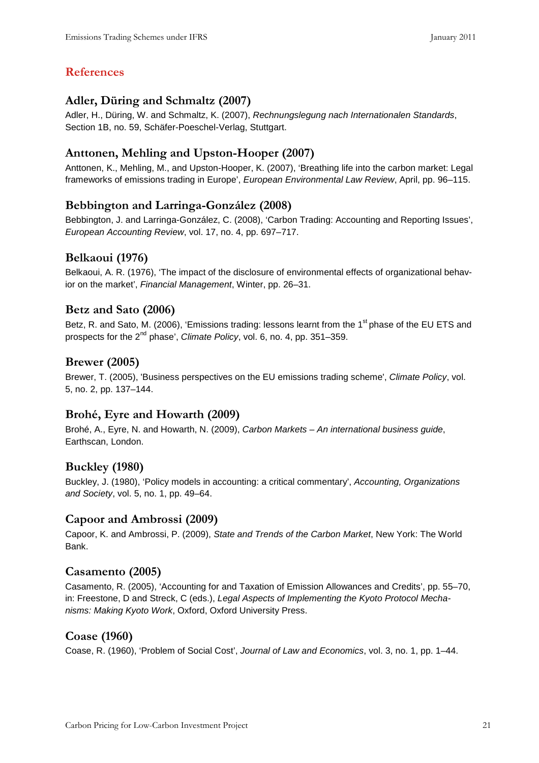## References

### Adler, Düring and Schmaltz (2007)

Adler, H., Düring, W. and Schmaltz, K. (2007), *Rechnungslegung nach Internationalen Standards*, Section 1B, no. 59, Schäfer-Poeschel-Verlag, Stuttgart.

### Anttonen, Mehling and Upston-Hooper (2007)

Anttonen, K., Mehling, M., and Upston-Hooper, K. (2007), 'Breathing life into the carbon market: Legal frameworks of emissions trading in Europe', *European Environmental Law Review*, April, pp. 96–115.

### Bebbington and Larringa-González (2008)

Bebbington, J. and Larringa-González, C. (2008), 'Carbon Trading: Accounting and Reporting Issues', *European Accounting Review*, vol. 17, no. 4, pp. 697–717.

### Belkaoui (1976)

Belkaoui, A. R. (1976), 'The impact of the disclosure of environmental effects of organizational behavior on the market', *Financial Management*, Winter, pp. 26–31.

### Betz and Sato (2006)

Betz, R. and Sato, M. (2006), 'Emissions trading: lessons learnt from the 1st phase of the EU ETS and prospects for the 2nd phase', *Climate Policy*, vol. 6, no. 4, pp. 351–359.

### Brewer (2005)

Brewer, T. (2005), 'Business perspectives on the EU emissions trading scheme', *Climate Policy*, vol. 5, no. 2, pp. 137–144.

### Brohé, Eyre and Howarth (2009)

Brohé, A., Eyre, N. and Howarth, N. (2009), *Carbon Markets – An international business guide*, Earthscan, London.

### Buckley (1980)

Buckley, J. (1980), 'Policy models in accounting: a critical commentary', *Accounting, Organizations and Society*, vol. 5, no. 1, pp. 49–64.

### Capoor and Ambrossi (2009)

Capoor, K. and Ambrossi, P. (2009), *State and Trends of the Carbon Market*, New York: The World Bank.

### Casamento (2005)

Casamento, R. (2005), 'Accounting for and Taxation of Emission Allowances and Credits', pp. 55–70, in: Freestone, D and Streck, C (eds.), *Legal Aspects of Implementing the Kyoto Protocol Mechanisms: Making Kyoto Work*, Oxford, Oxford University Press.

### Coase (1960)

Coase, R. (1960), 'Problem of Social Cost', *Journal of Law and Economics*, vol. 3, no. 1, pp. 1–44.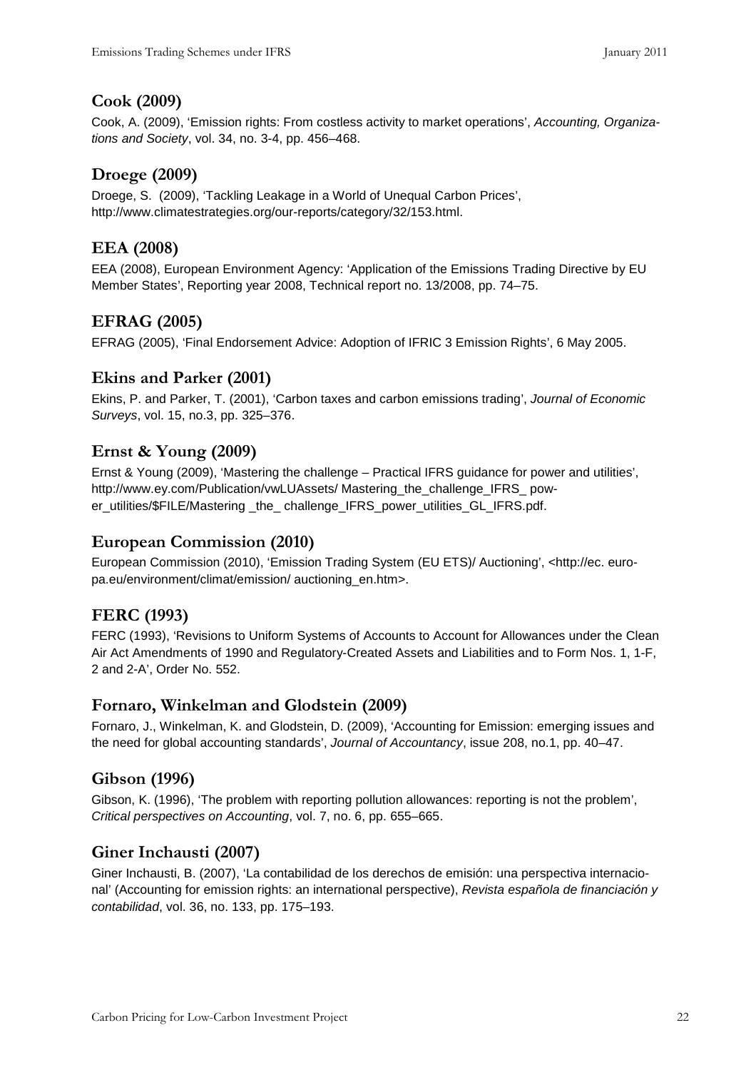### Cook (2009)

Cook, A. (2009), 'Emission rights: From costless activity to market operations', *Accounting, Organizations and Society*, vol. 34, no. 3-4, pp. 456–468.

### Droege (2009)

Droege, S. (2009), 'Tackling Leakage in a World of Unequal Carbon Prices', http://www.climatestrategies.org/our-reports/category/32/153.html.

### EEA (2008)

EEA (2008), European Environment Agency: 'Application of the Emissions Trading Directive by EU Member States', Reporting year 2008, Technical report no. 13/2008, pp. 74–75.

### EFRAG (2005)

EFRAG (2005), 'Final Endorsement Advice: Adoption of IFRIC 3 Emission Rights', 6 May 2005.

### Ekins and Parker (2001)

Ekins, P. and Parker, T. (2001), 'Carbon taxes and carbon emissions trading', *Journal of Economic Surveys*, vol. 15, no.3, pp. 325–376.

### Ernst & Young (2009)

Ernst & Young (2009), 'Mastering the challenge – Practical IFRS guidance for power and utilities', http://www.ey.com/Publication/vwLUAssets/ Mastering_the_challenge_IFRS_ power_utilities/$FILE/Mastering _the_ challenge_IFRS_power_utilities_GL_IFRS.pdf.

### European Commission (2010)

European Commission (2010), 'Emission Trading System (EU ETS)/ Auctioning', <http://ec. europa.eu/environment/climat/emission/ auctioning_en.htm>.

### FERC (1993)

FERC (1993), 'Revisions to Uniform Systems of Accounts to Account for Allowances under the Clean Air Act Amendments of 1990 and Regulatory-Created Assets and Liabilities and to Form Nos. 1, 1-F, 2 and 2-A', Order No. 552.

### Fornaro, Winkelman and Glodstein (2009)

Fornaro, J., Winkelman, K. and Glodstein, D. (2009), 'Accounting for Emission: emerging issues and the need for global accounting standards', *Journal of Accountancy*, issue 208, no.1, pp. 40–47.

### Gibson (1996)

Gibson, K. (1996), 'The problem with reporting pollution allowances: reporting is not the problem', *Critical perspectives on Accounting*, vol. 7, no. 6, pp. 655–665.

### Giner Inchausti (2007)

Giner Inchausti, B. (2007), 'La contabilidad de los derechos de emisión: una perspectiva internacional' (Accounting for emission rights: an international perspective), *Revista española de financiación y contabilidad*, vol. 36, no. 133, pp. 175–193.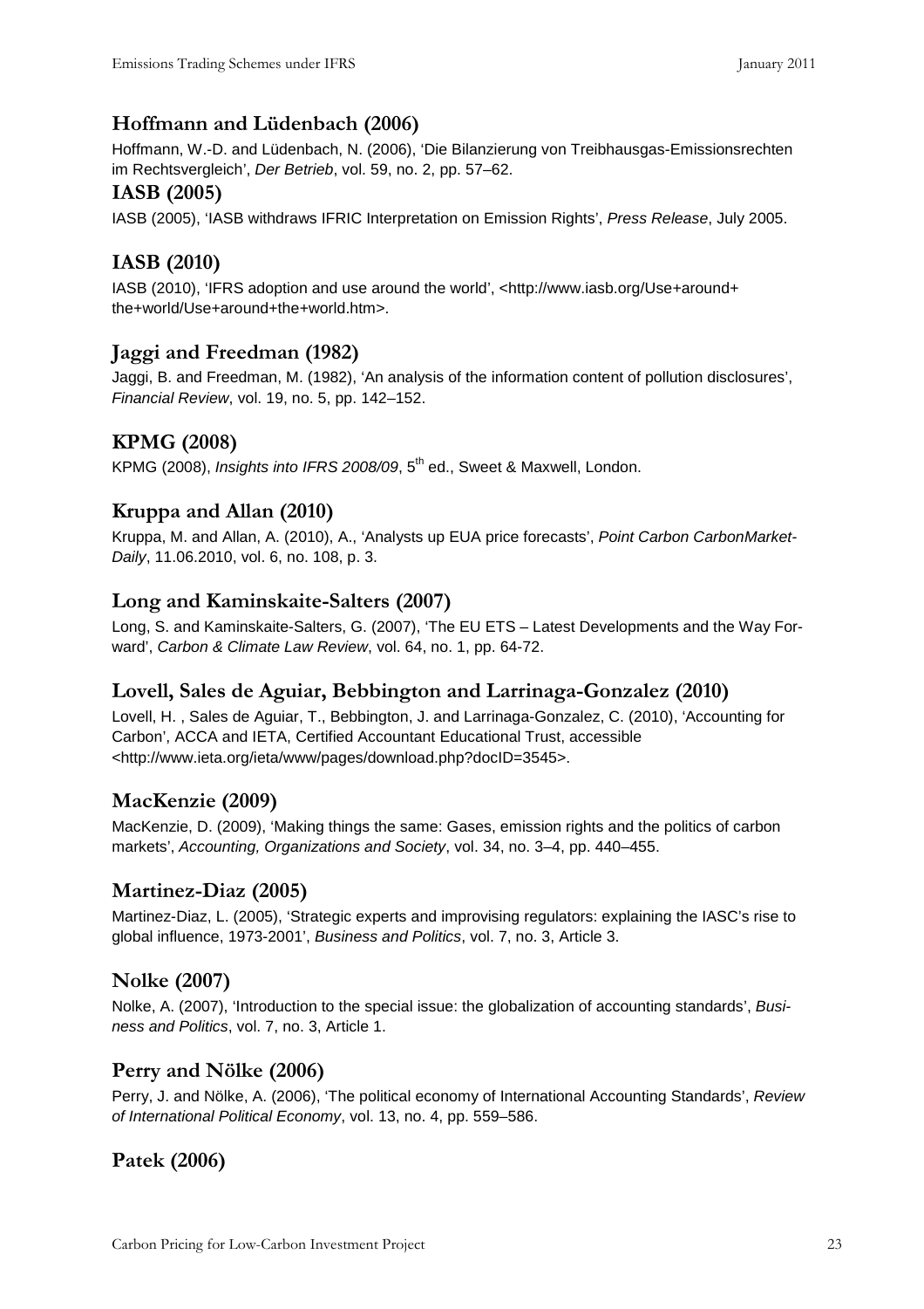### Hoffmann and Lüdenbach (2006)

Hoffmann, W.-D. and Lüdenbach, N. (2006), 'Die Bilanzierung von Treibhausgas-Emissionsrechten im Rechtsvergleich', *Der Betrieb*, vol. 59, no. 2, pp. 57–62.

### IASB (2005)

IASB (2005), 'IASB withdraws IFRIC Interpretation on Emission Rights', *Press Release*, July 2005.

### IASB (2010)

IASB (2010), 'IFRS adoption and use around the world', <http://www.iasb.org/Use+around+the+world/Use+around+the+world.htm>.

### Jaggi and Freedman (1982)

Jaggi, B. and Freedman, M. (1982), 'An analysis of the information content of pollution disclosures', *Financial Review*, vol. 19, no. 5, pp. 142–152.

### KPMG (2008)

KPMG (2008), *Insights into IFRS 2008/09*, 5th ed., Sweet & Maxwell, London.

### Kruppa and Allan (2010)

Kruppa, M. and Allan, A. (2010), A., 'Analysts up EUA price forecasts', *Point Carbon CarbonMarket-Daily*, 11.06.2010, vol. 6, no. 108, p. 3.

### Long and Kaminskaite-Salters (2007)

Long, S. and Kaminskaite-Salters, G. (2007), 'The EU ETS – Latest Developments and the Way Forward', *Carbon & Climate Law Review*, vol. 64, no. 1, pp. 64-72.

### Lovell, Sales de Aguiar, Bebbington and Larrinaga-Gonzalez (2010)

Lovell, H. , Sales de Aguiar, T., Bebbington, J. and Larrinaga-Gonzalez, C. (2010), 'Accounting for Carbon', ACCA and IETA, Certified Accountant Educational Trust, accessible <http://www.ieta.org/ieta/www/pages/download.php?docID=3545>.

### MacKenzie (2009)

MacKenzie, D. (2009), 'Making things the same: Gases, emission rights and the politics of carbon markets', *Accounting, Organizations and Society*, vol. 34, no. 3–4, pp. 440–455.

### Martinez-Diaz (2005)

Martinez-Diaz, L. (2005), 'Strategic experts and improvising regulators: explaining the IASC's rise to global influence, 1973-2001', *Business and Politics*, vol. 7, no. 3, Article 3.

### Nolke (2007)

Nolke, A. (2007), 'Introduction to the special issue: the globalization of accounting standards', *Business and Politics*, vol. 7, no. 3, Article 1.

### Perry and Nölke (2006)

Perry, J. and Nölke, A. (2006), 'The political economy of International Accounting Standards', *Review of International Political Economy*, vol. 13, no. 4, pp. 559–586.

### Patek (2006)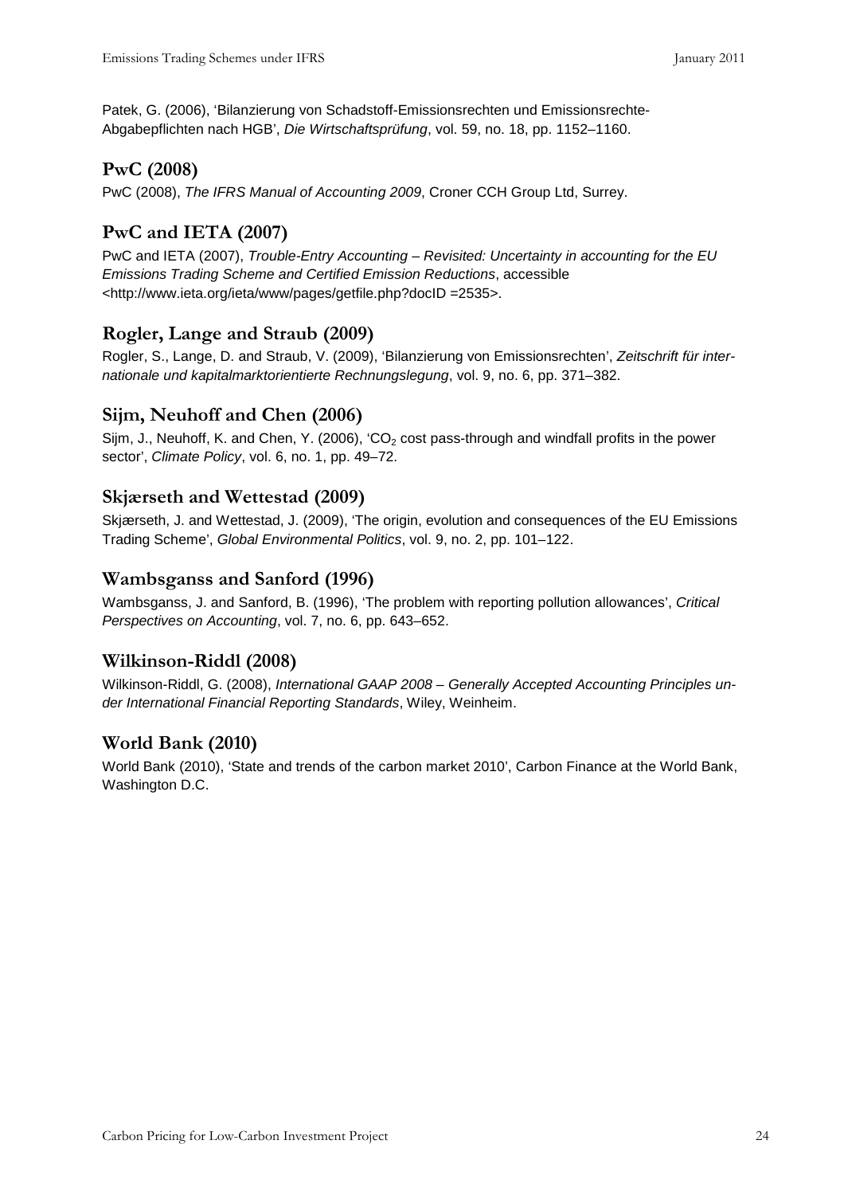Patek, G. (2006), 'Bilanzierung von Schadstoff-Emissionsrechten und Emissionsrechte-Abgabepflichten nach HGB', *Die Wirtschaftsprüfung*, vol. 59, no. 18, pp. 1152–1160.

## PwC (2008)

PwC (2008), *The IFRS Manual of Accounting 2009*, Croner CCH Group Ltd, Surrey.

## PwC and IETA (2007)

PwC and IETA (2007), *Trouble-Entry Accounting – Revisited: Uncertainty in accounting for the EU Emissions Trading Scheme and Certified Emission Reductions*, accessible <http://www.ieta.org/ieta/www/pages/getfile.php?docID =2535>.

## Rogler, Lange and Straub (2009)

Rogler, S., Lange, D. and Straub, V. (2009), 'Bilanzierung von Emissionsrechten', *Zeitschrift für internationale und kapitalmarktorientierte Rechnungslegung*, vol. 9, no. 6, pp. 371–382.

## Sijm, Neuhoff and Chen (2006)

Sijm, J., Neuhoff, K. and Chen, Y. (2006), '$CO_2$ cost pass-through and windfall profits in the power sector', *Climate Policy*, vol. 6, no. 1, pp. 49–72.

## Skjærseth and Wettestad (2009)

Skjærseth, J. and Wettestad, J. (2009), 'The origin, evolution and consequences of the EU Emissions Trading Scheme', *Global Environmental Politics*, vol. 9, no. 2, pp. 101–122.

## Wambsganss and Sanford (1996)

Wambsganss, J. and Sanford, B. (1996), 'The problem with reporting pollution allowances', *Critical Perspectives on Accounting*, vol. 7, no. 6, pp. 643–652.

## Wilkinson-Riddl (2008)

Wilkinson-Riddl, G. (2008), *International GAAP 2008 – Generally Accepted Accounting Principles under International Financial Reporting Standards*, Wiley, Weinheim.

## World Bank (2010)

World Bank (2010), 'State and trends of the carbon market 2010', Carbon Finance at the World Bank, Washington D.C.